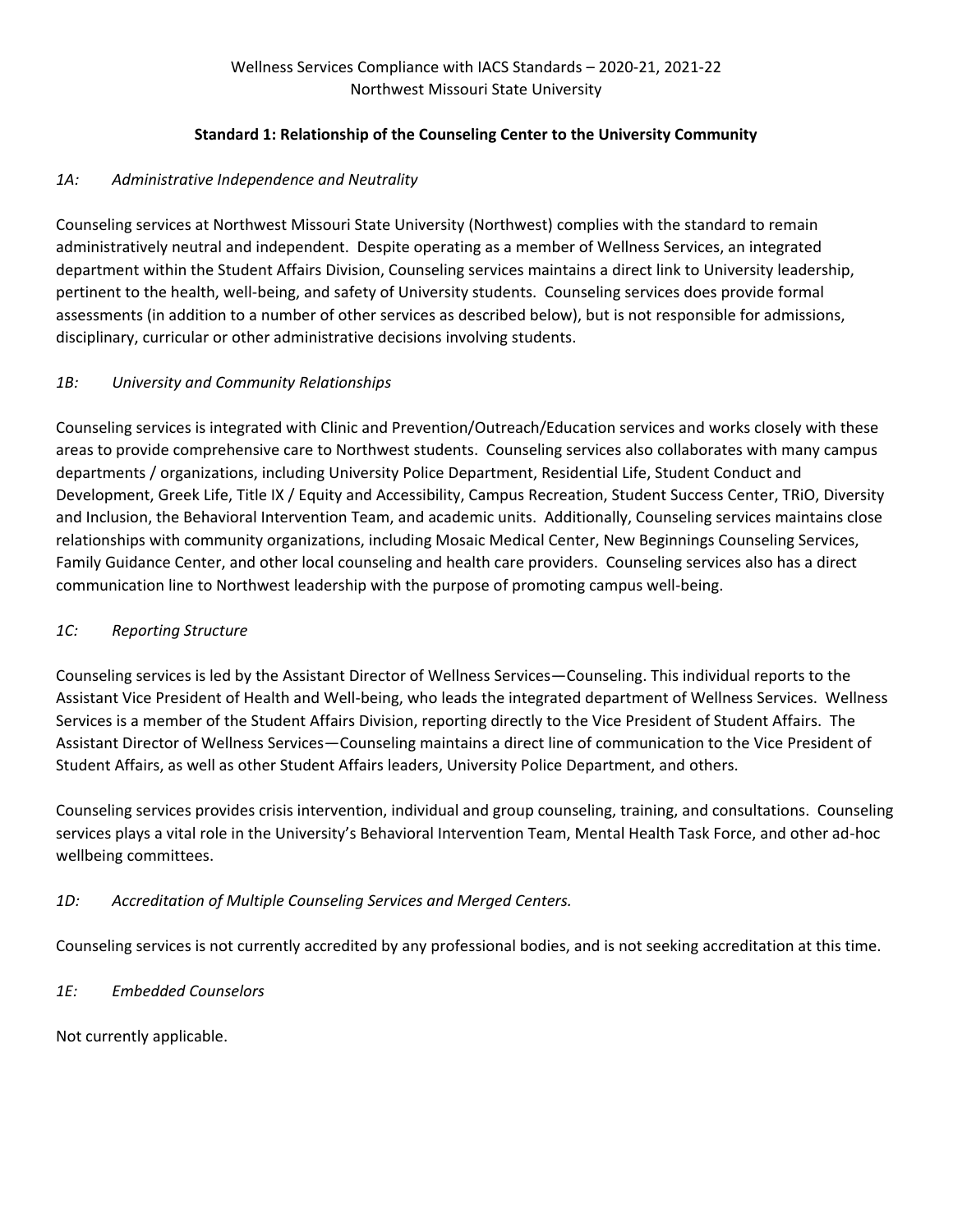Wellness Services Compliance with IACS Standards – 2020-21, 2021-22
Northwest Missouri State University

## Standard 1: Relationship of the Counseling Center to the University Community

### *1A: Administrative Independence and Neutrality*

Counseling services at Northwest Missouri State University (Northwest) complies with the standard to remain administratively neutral and independent. Despite operating as a member of Wellness Services, an integrated department within the Student Affairs Division, Counseling services maintains a direct link to University leadership, pertinent to the health, well-being, and safety of University students. Counseling services does provide formal assessments (in addition to a number of other services as described below), but is not responsible for admissions, disciplinary, curricular or other administrative decisions involving students.

### *1B: University and Community Relationships*

Counseling services is integrated with Clinic and Prevention/Outreach/Education services and works closely with these areas to provide comprehensive care to Northwest students. Counseling services also collaborates with many campus departments / organizations, including University Police Department, Residential Life, Student Conduct and Development, Greek Life, Title IX / Equity and Accessibility, Campus Recreation, Student Success Center, TRiO, Diversity and Inclusion, the Behavioral Intervention Team, and academic units. Additionally, Counseling services maintains close relationships with community organizations, including Mosaic Medical Center, New Beginnings Counseling Services, Family Guidance Center, and other local counseling and health care providers. Counseling services also has a direct communication line to Northwest leadership with the purpose of promoting campus well-being.

### *1C: Reporting Structure*

Counseling services is led by the Assistant Director of Wellness Services—Counseling. This individual reports to the Assistant Vice President of Health and Well-being, who leads the integrated department of Wellness Services. Wellness Services is a member of the Student Affairs Division, reporting directly to the Vice President of Student Affairs. The Assistant Director of Wellness Services—Counseling maintains a direct line of communication to the Vice President of Student Affairs, as well as other Student Affairs leaders, University Police Department, and others.

Counseling services provides crisis intervention, individual and group counseling, training, and consultations. Counseling services plays a vital role in the University's Behavioral Intervention Team, Mental Health Task Force, and other ad-hoc wellbeing committees.

### *1D: Accreditation of Multiple Counseling Services and Merged Centers.*

Counseling services is not currently accredited by any professional bodies, and is not seeking accreditation at this time.

### *1E: Embedded Counselors*

Not currently applicable.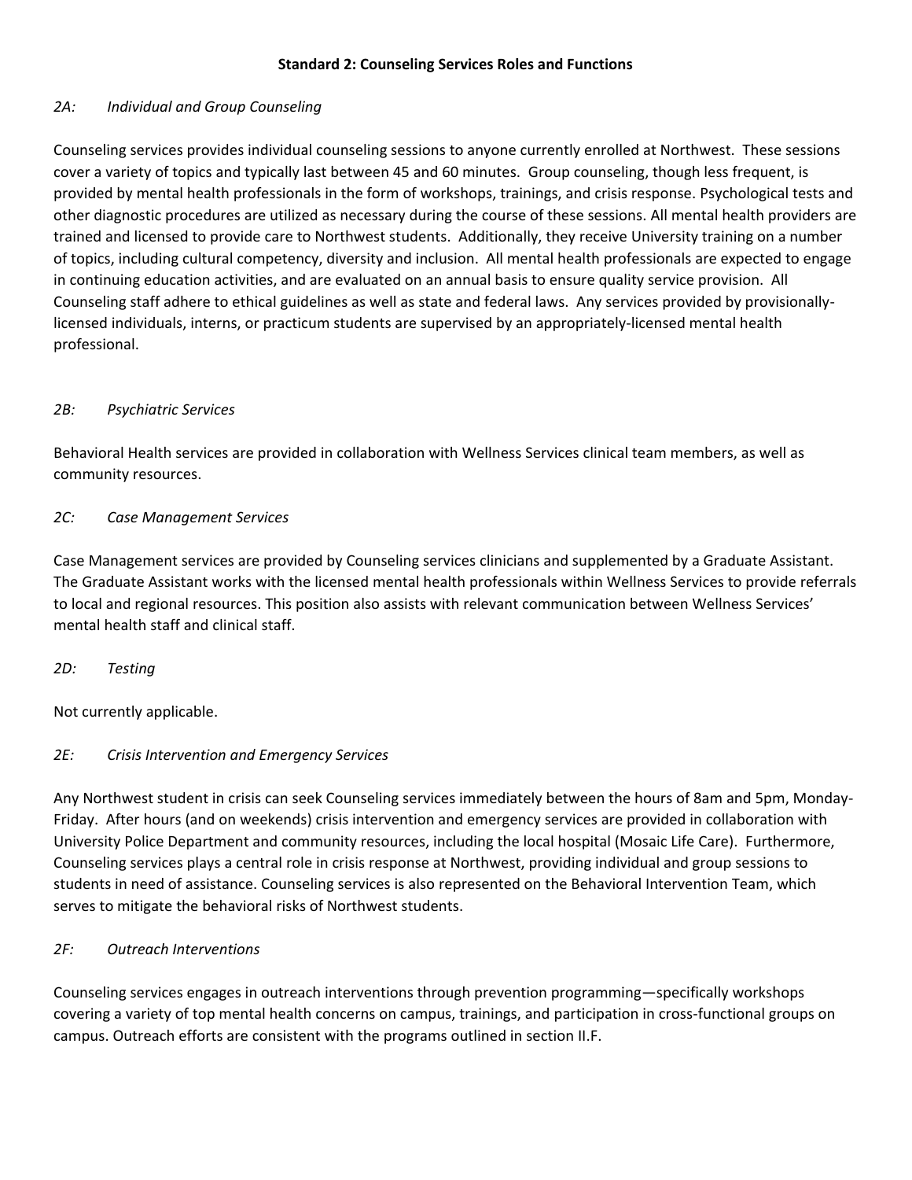**Standard 2: Counseling Services Roles and Functions**

*2A: Individual and Group Counseling*

Counseling services provides individual counseling sessions to anyone currently enrolled at Northwest. These sessions cover a variety of topics and typically last between 45 and 60 minutes. Group counseling, though less frequent, is provided by mental health professionals in the form of workshops, trainings, and crisis response. Psychological tests and other diagnostic procedures are utilized as necessary during the course of these sessions. All mental health providers are trained and licensed to provide care to Northwest students. Additionally, they receive University training on a number of topics, including cultural competency, diversity and inclusion. All mental health professionals are expected to engage in continuing education activities, and are evaluated on an annual basis to ensure quality service provision. All Counseling staff adhere to ethical guidelines as well as state and federal laws. Any services provided by provisionally-licensed individuals, interns, or practicum students are supervised by an appropriately-licensed mental health professional.

*2B: Psychiatric Services*

Behavioral Health services are provided in collaboration with Wellness Services clinical team members, as well as community resources.

*2C: Case Management Services*

Case Management services are provided by Counseling services clinicians and supplemented by a Graduate Assistant. The Graduate Assistant works with the licensed mental health professionals within Wellness Services to provide referrals to local and regional resources. This position also assists with relevant communication between Wellness Services' mental health staff and clinical staff.

*2D: Testing*

Not currently applicable.

*2E: Crisis Intervention and Emergency Services*

Any Northwest student in crisis can seek Counseling services immediately between the hours of 8am and 5pm, Monday-Friday. After hours (and on weekends) crisis intervention and emergency services are provided in collaboration with University Police Department and community resources, including the local hospital (Mosaic Life Care). Furthermore, Counseling services plays a central role in crisis response at Northwest, providing individual and group sessions to students in need of assistance. Counseling services is also represented on the Behavioral Intervention Team, which serves to mitigate the behavioral risks of Northwest students.

*2F: Outreach Interventions*

Counseling services engages in outreach interventions through prevention programming—specifically workshops covering a variety of top mental health concerns on campus, trainings, and participation in cross-functional groups on campus. Outreach efforts are consistent with the programs outlined in section II.F.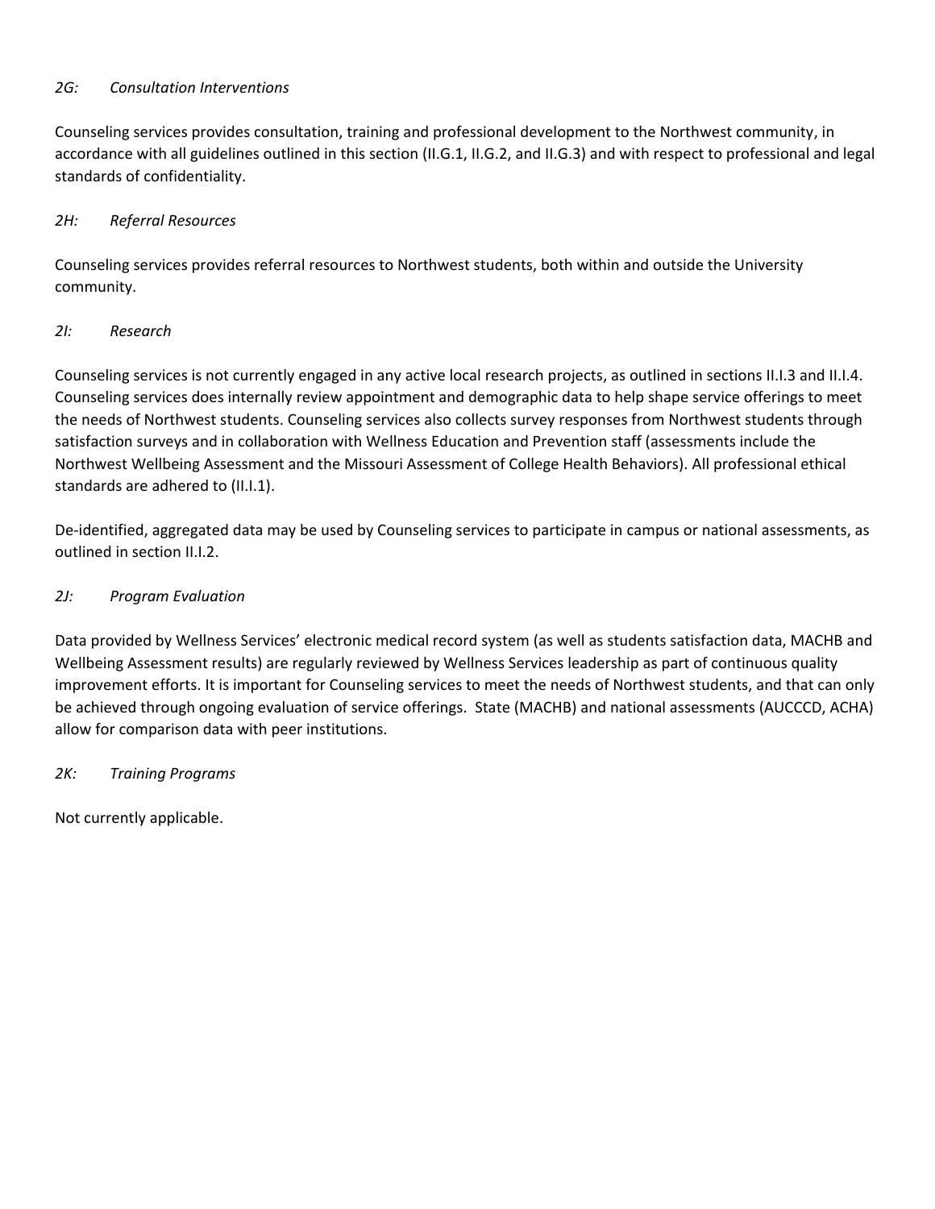### *2G: Consultation Interventions*

Counseling services provides consultation, training and professional development to the Northwest community, in accordance with all guidelines outlined in this section (II.G.1, II.G.2, and II.G.3) and with respect to professional and legal standards of confidentiality.

### *2H: Referral Resources*

Counseling services provides referral resources to Northwest students, both within and outside the University community.

### *2I: Research*

Counseling services is not currently engaged in any active local research projects, as outlined in sections II.I.3 and II.I.4. Counseling services does internally review appointment and demographic data to help shape service offerings to meet the needs of Northwest students. Counseling services also collects survey responses from Northwest students through satisfaction surveys and in collaboration with Wellness Education and Prevention staff (assessments include the Northwest Wellbeing Assessment and the Missouri Assessment of College Health Behaviors). All professional ethical standards are adhered to (II.I.1).

De-identified, aggregated data may be used by Counseling services to participate in campus or national assessments, as outlined in section II.I.2.

### *2J: Program Evaluation*

Data provided by Wellness Services' electronic medical record system (as well as students satisfaction data, MACHB and Wellbeing Assessment results) are regularly reviewed by Wellness Services leadership as part of continuous quality improvement efforts. It is important for Counseling services to meet the needs of Northwest students, and that can only be achieved through ongoing evaluation of service offerings. State (MACHB) and national assessments (AUCCCD, ACHA) allow for comparison data with peer institutions.

### *2K: Training Programs*

Not currently applicable.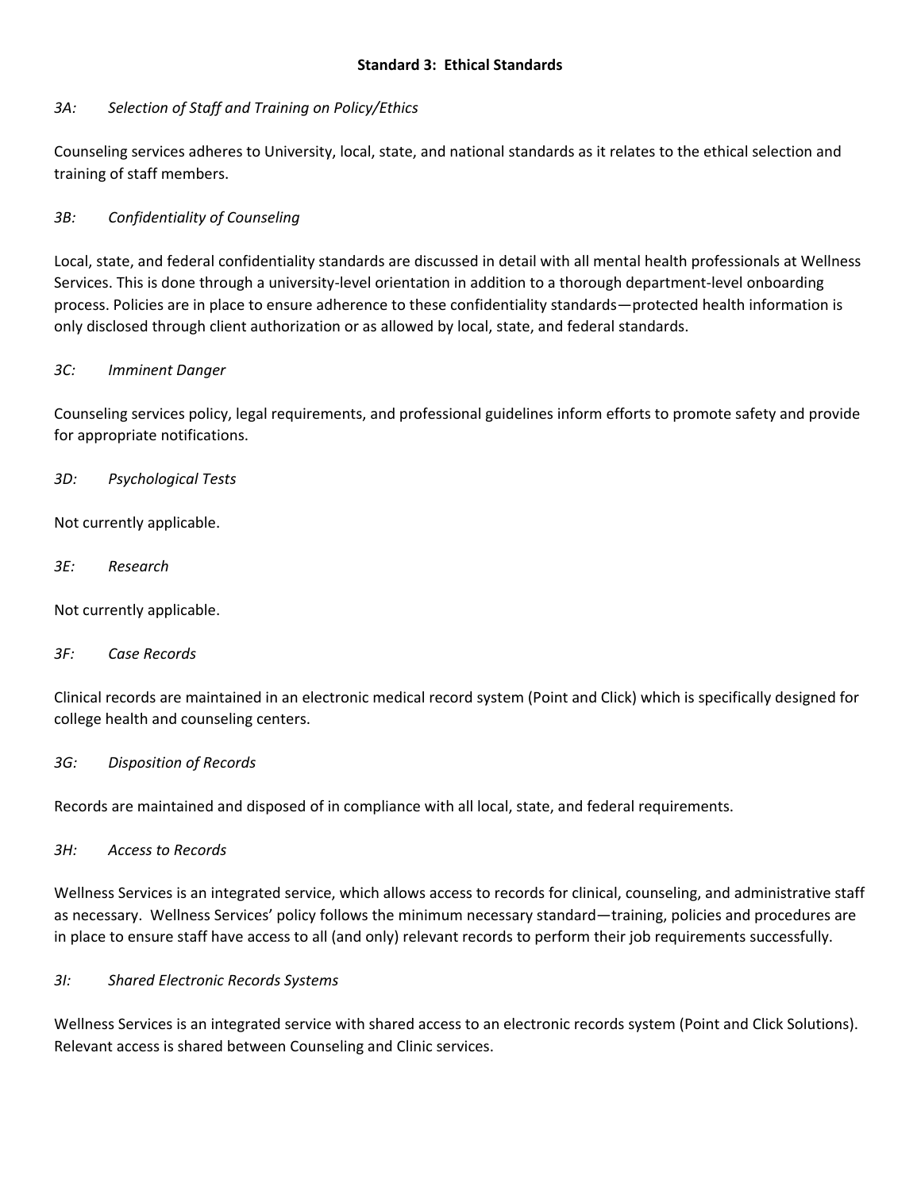## Standard 3: Ethical Standards

### *3A: Selection of Staff and Training on Policy/Ethics*

Counseling services adheres to University, local, state, and national standards as it relates to the ethical selection and training of staff members.

### *3B: Confidentiality of Counseling*

Local, state, and federal confidentiality standards are discussed in detail with all mental health professionals at Wellness Services. This is done through a university-level orientation in addition to a thorough department-level onboarding process. Policies are in place to ensure adherence to these confidentiality standards—protected health information is only disclosed through client authorization or as allowed by local, state, and federal standards.

### *3C: Imminent Danger*

Counseling services policy, legal requirements, and professional guidelines inform efforts to promote safety and provide for appropriate notifications.

### *3D: Psychological Tests*

Not currently applicable.

### *3E: Research*

Not currently applicable.

### *3F: Case Records*

Clinical records are maintained in an electronic medical record system (Point and Click) which is specifically designed for college health and counseling centers.

### *3G: Disposition of Records*

Records are maintained and disposed of in compliance with all local, state, and federal requirements.

### *3H: Access to Records*

Wellness Services is an integrated service, which allows access to records for clinical, counseling, and administrative staff as necessary. Wellness Services' policy follows the minimum necessary standard—training, policies and procedures are in place to ensure staff have access to all (and only) relevant records to perform their job requirements successfully.

### *3I: Shared Electronic Records Systems*

Wellness Services is an integrated service with shared access to an electronic records system (Point and Click Solutions). Relevant access is shared between Counseling and Clinic services.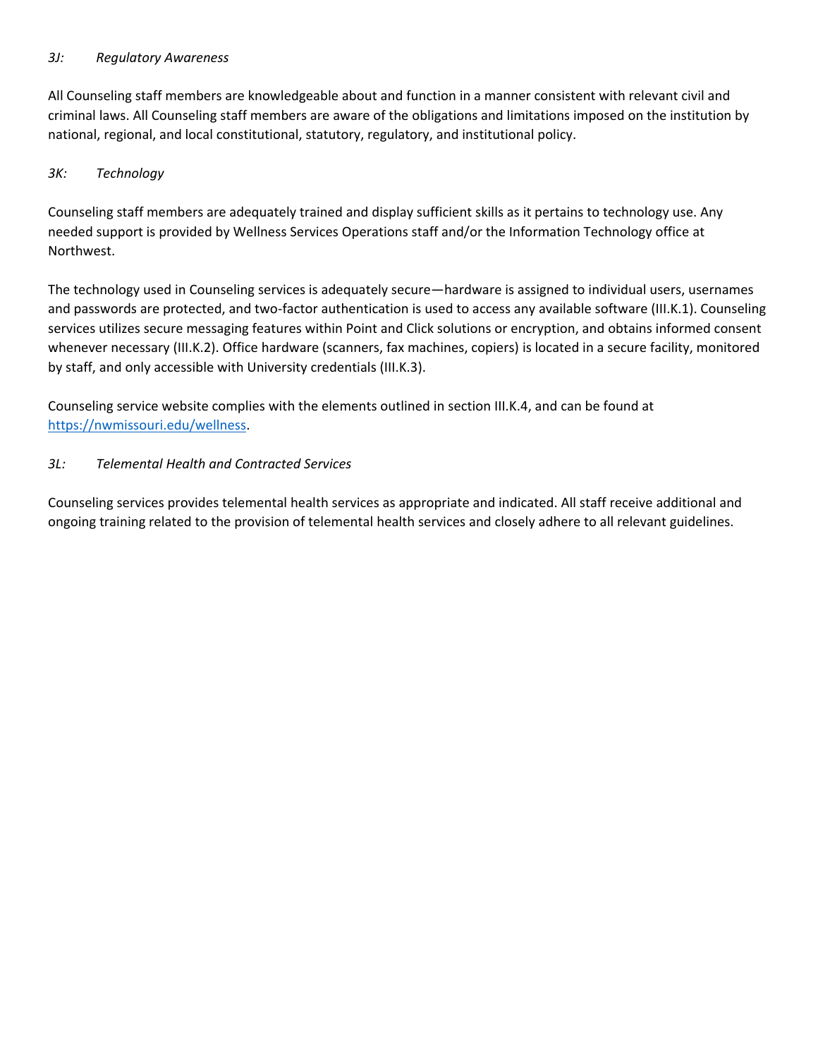### *3J: Regulatory Awareness*

All Counseling staff members are knowledgeable about and function in a manner consistent with relevant civil and criminal laws. All Counseling staff members are aware of the obligations and limitations imposed on the institution by national, regional, and local constitutional, statutory, regulatory, and institutional policy.

### *3K: Technology*

Counseling staff members are adequately trained and display sufficient skills as it pertains to technology use. Any needed support is provided by Wellness Services Operations staff and/or the Information Technology office at Northwest.

The technology used in Counseling services is adequately secure—hardware is assigned to individual users, usernames and passwords are protected, and two-factor authentication is used to access any available software (III.K.1). Counseling services utilizes secure messaging features within Point and Click solutions or encryption, and obtains informed consent whenever necessary (III.K.2). Office hardware (scanners, fax machines, copiers) is located in a secure facility, monitored by staff, and only accessible with University credentials (III.K.3).

Counseling service website complies with the elements outlined in section III.K.4, and can be found at [https://nwmissouri.edu/wellness](https://nwmissouri.edu/wellness).

### *3L: Telemental Health and Contracted Services*

Counseling services provides telemental health services as appropriate and indicated. All staff receive additional and ongoing training related to the provision of telemental health services and closely adhere to all relevant guidelines.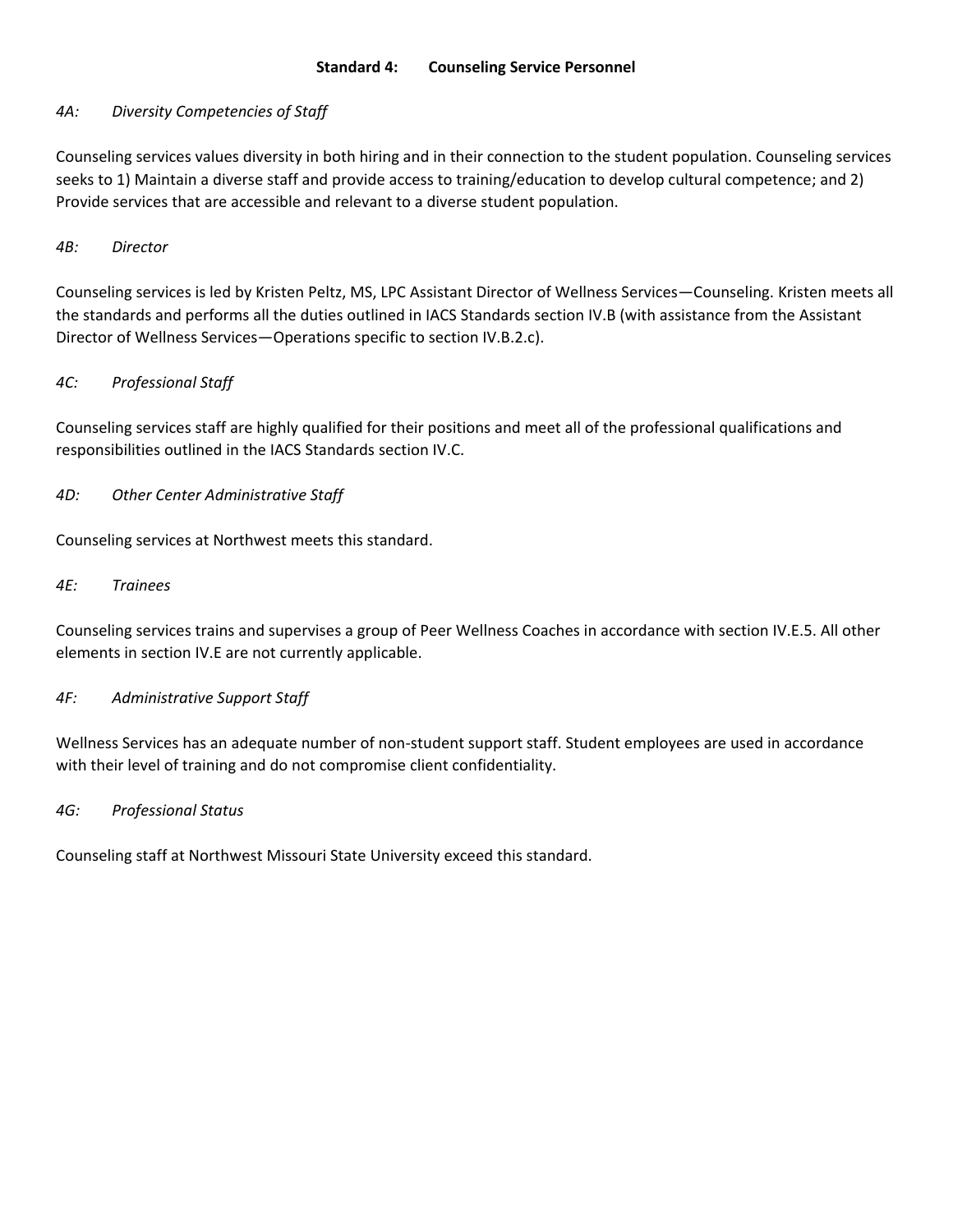## Standard 4: Counseling Service Personnel

### *4A: Diversity Competencies of Staff*

Counseling services values diversity in both hiring and in their connection to the student population. Counseling services seeks to 1) Maintain a diverse staff and provide access to training/education to develop cultural competence; and 2) Provide services that are accessible and relevant to a diverse student population.

### *4B: Director*

Counseling services is led by Kristen Peltz, MS, LPC Assistant Director of Wellness Services—Counseling. Kristen meets all the standards and performs all the duties outlined in IACS Standards section IV.B (with assistance from the Assistant Director of Wellness Services—Operations specific to section IV.B.2.c).

### *4C: Professional Staff*

Counseling services staff are highly qualified for their positions and meet all of the professional qualifications and responsibilities outlined in the IACS Standards section IV.C.

### *4D: Other Center Administrative Staff*

Counseling services at Northwest meets this standard.

### *4E: Trainees*

Counseling services trains and supervises a group of Peer Wellness Coaches in accordance with section IV.E.5. All other elements in section IV.E are not currently applicable.

### *4F: Administrative Support Staff*

Wellness Services has an adequate number of non-student support staff. Student employees are used in accordance with their level of training and do not compromise client confidentiality.

### *4G: Professional Status*

Counseling staff at Northwest Missouri State University exceed this standard.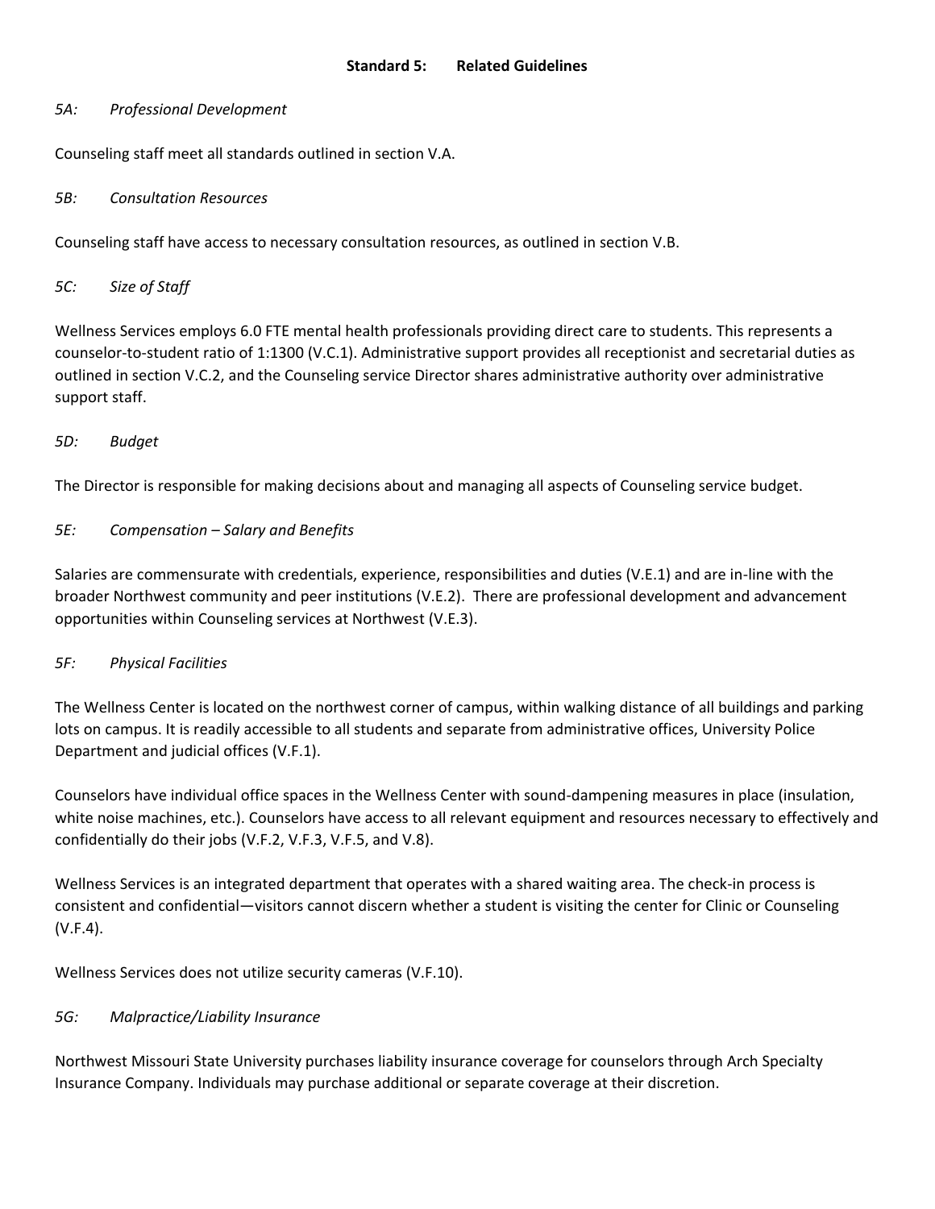## Standard 5: Related Guidelines

### *5A: Professional Development*

Counseling staff meet all standards outlined in section V.A.

### *5B: Consultation Resources*

Counseling staff have access to necessary consultation resources, as outlined in section V.B.

### *5C: Size of Staff*

Wellness Services employs 6.0 FTE mental health professionals providing direct care to students. This represents a counselor-to-student ratio of 1:1300 (V.C.1). Administrative support provides all receptionist and secretarial duties as outlined in section V.C.2, and the Counseling service Director shares administrative authority over administrative support staff.

### *5D: Budget*

The Director is responsible for making decisions about and managing all aspects of Counseling service budget.

### *5E: Compensation – Salary and Benefits*

Salaries are commensurate with credentials, experience, responsibilities and duties (V.E.1) and are in-line with the broader Northwest community and peer institutions (V.E.2). There are professional development and advancement opportunities within Counseling services at Northwest (V.E.3).

### *5F: Physical Facilities*

The Wellness Center is located on the northwest corner of campus, within walking distance of all buildings and parking lots on campus. It is readily accessible to all students and separate from administrative offices, University Police Department and judicial offices (V.F.1).

Counselors have individual office spaces in the Wellness Center with sound-dampening measures in place (insulation, white noise machines, etc.). Counselors have access to all relevant equipment and resources necessary to effectively and confidentially do their jobs (V.F.2, V.F.3, V.F.5, and V.8).

Wellness Services is an integrated department that operates with a shared waiting area. The check-in process is consistent and confidential—visitors cannot discern whether a student is visiting the center for Clinic or Counseling (V.F.4).

Wellness Services does not utilize security cameras (V.F.10).

### *5G: Malpractice/Liability Insurance*

Northwest Missouri State University purchases liability insurance coverage for counselors through Arch Specialty Insurance Company. Individuals may purchase additional or separate coverage at their discretion.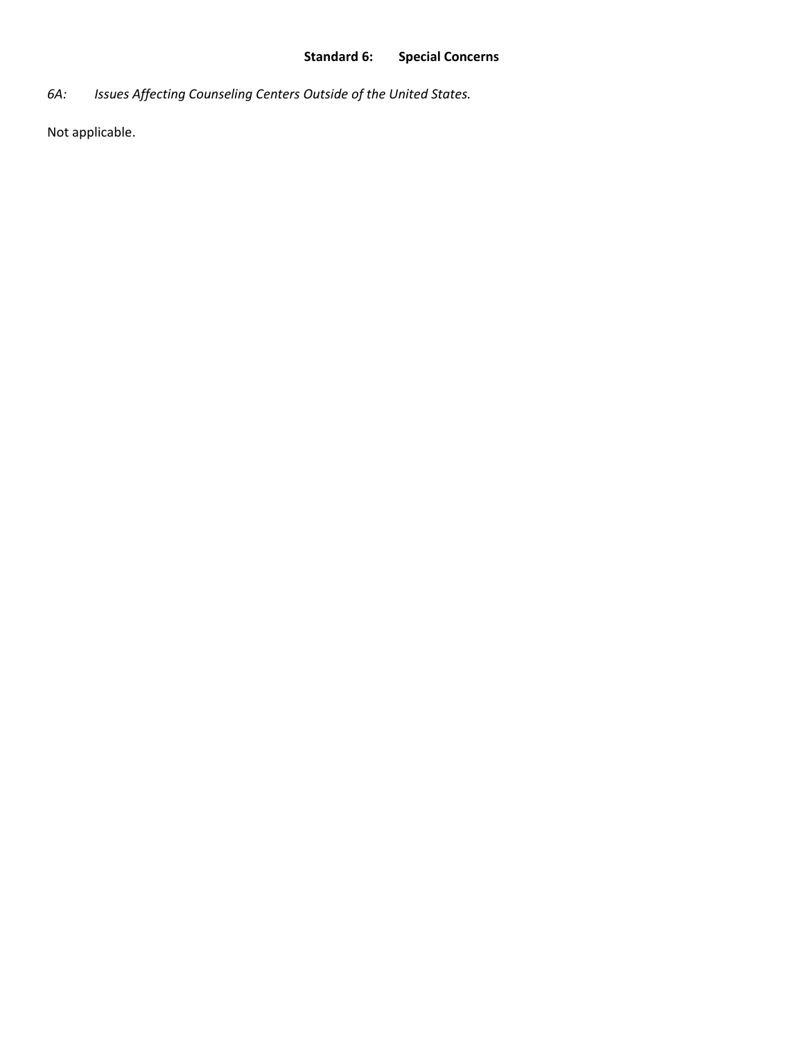## Standard 6: Special Concerns

*6A: Issues Affecting Counseling Centers Outside of the United States.*

Not applicable.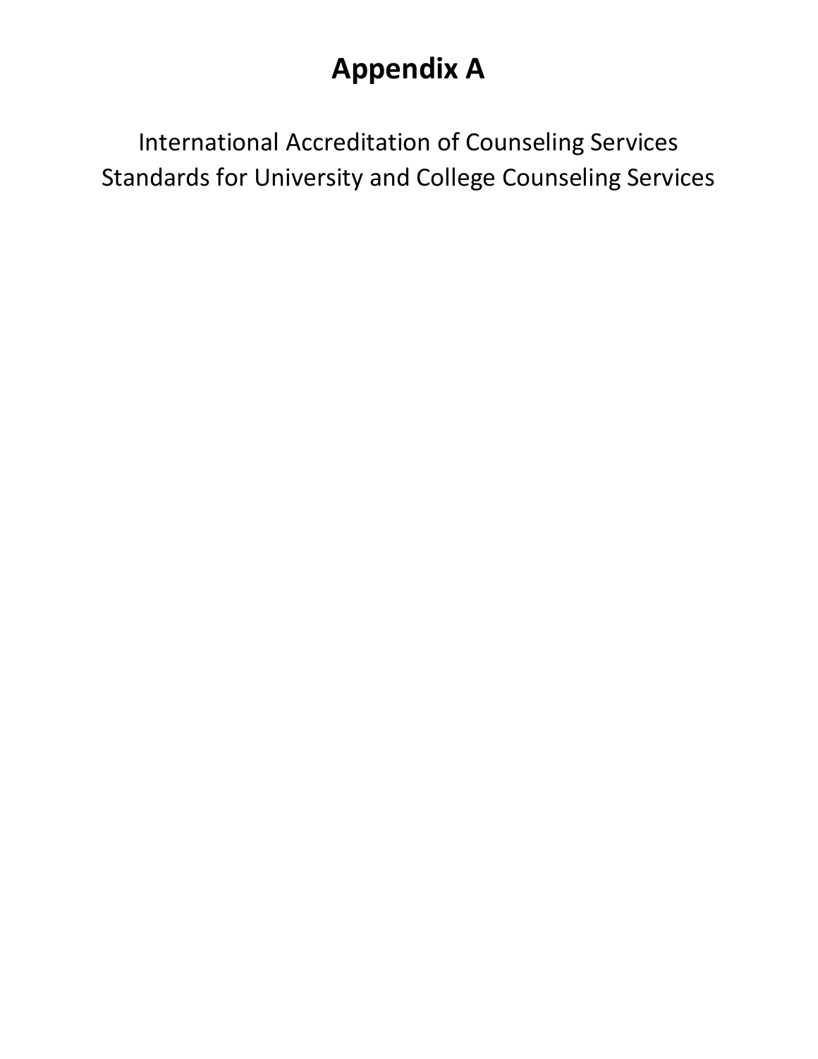# Appendix A

International Accreditation of Counseling Services
Standards for University and College Counseling Services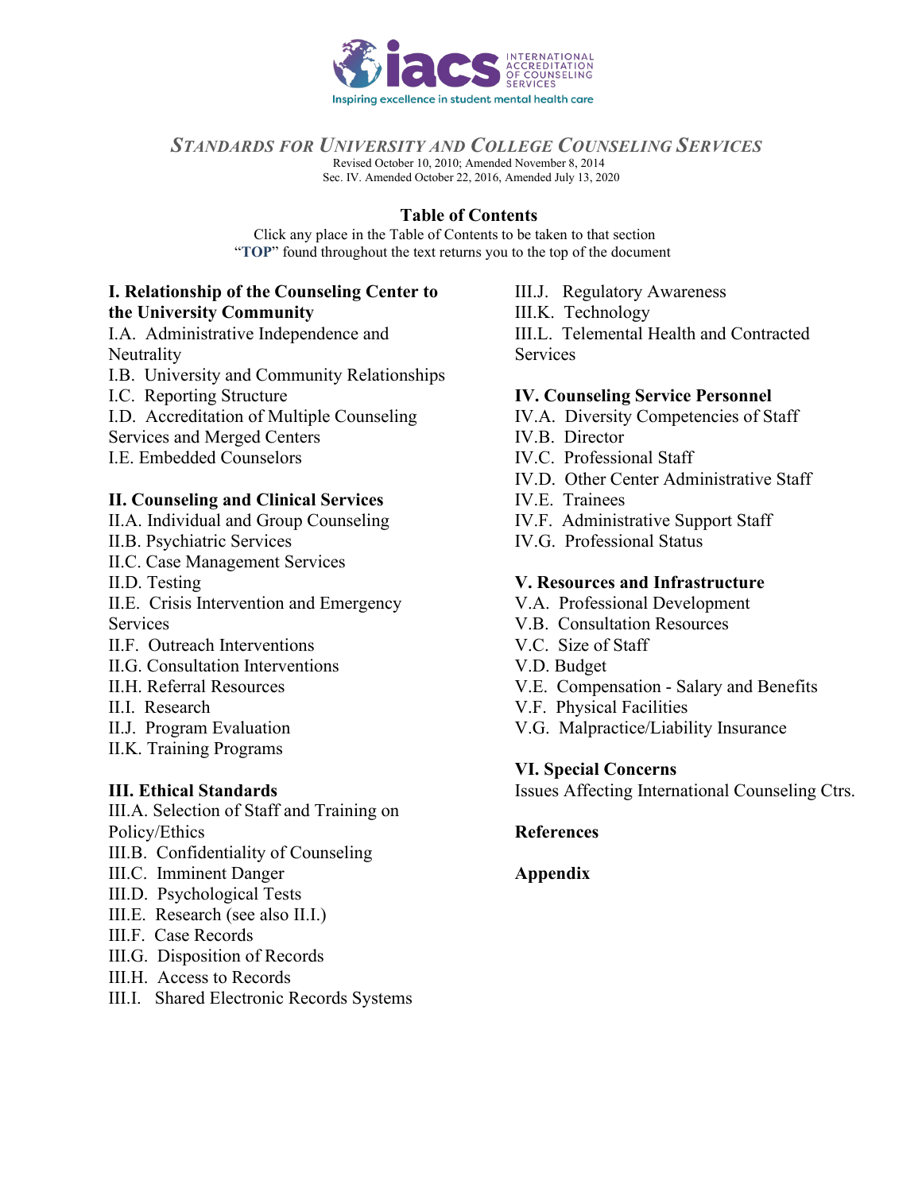INTERNATIONAL ACCREDITATION OF COUNSELING SERVICES

Inspiring excellence in student mental health care

# *Standards for University and College Counseling Services*

Revised October 10, 2010; Amended November 8, 2014
Sec. IV. Amended October 22, 2016, Amended July 13, 2020

## Table of Contents

Click any place in the Table of Contents to be taken to that section
"**TOP**" found throughout the text returns you to the top of the document

**I. Relationship of the Counseling Center to the University Community**
I.A. Administrative Independence and Neutrality
I.B. University and Community Relationships
I.C. Reporting Structure
I.D. Accreditation of Multiple Counseling Services and Merged Centers
I.E. Embedded Counselors

**II. Counseling and Clinical Services**
II.A. Individual and Group Counseling
II.B. Psychiatric Services
II.C. Case Management Services
II.D. Testing
II.E. Crisis Intervention and Emergency Services
II.F. Outreach Interventions
II.G. Consultation Interventions
II.H. Referral Resources
II.I. Research
II.J. Program Evaluation
II.K. Training Programs

**III. Ethical Standards**
III.A. Selection of Staff and Training on Policy/Ethics
III.B. Confidentiality of Counseling
III.C. Imminent Danger
III.D. Psychological Tests
III.E. Research (see also II.I.)
III.F. Case Records
III.G. Disposition of Records
III.H. Access to Records
III.I. Shared Electronic Records Systems
III.J. Regulatory Awareness
III.K. Technology
III.L. Telemental Health and Contracted Services

**IV. Counseling Service Personnel**
IV.A. Diversity Competencies of Staff
IV.B. Director
IV.C. Professional Staff
IV.D. Other Center Administrative Staff
IV.E. Trainees
IV.F. Administrative Support Staff
IV.G. Professional Status

**V. Resources and Infrastructure**
V.A. Professional Development
V.B. Consultation Resources
V.C. Size of Staff
V.D. Budget
V.E. Compensation - Salary and Benefits
V.F. Physical Facilities
V.G. Malpractice/Liability Insurance

**VI. Special Concerns**
Issues Affecting International Counseling Ctrs.

**References**

**Appendix**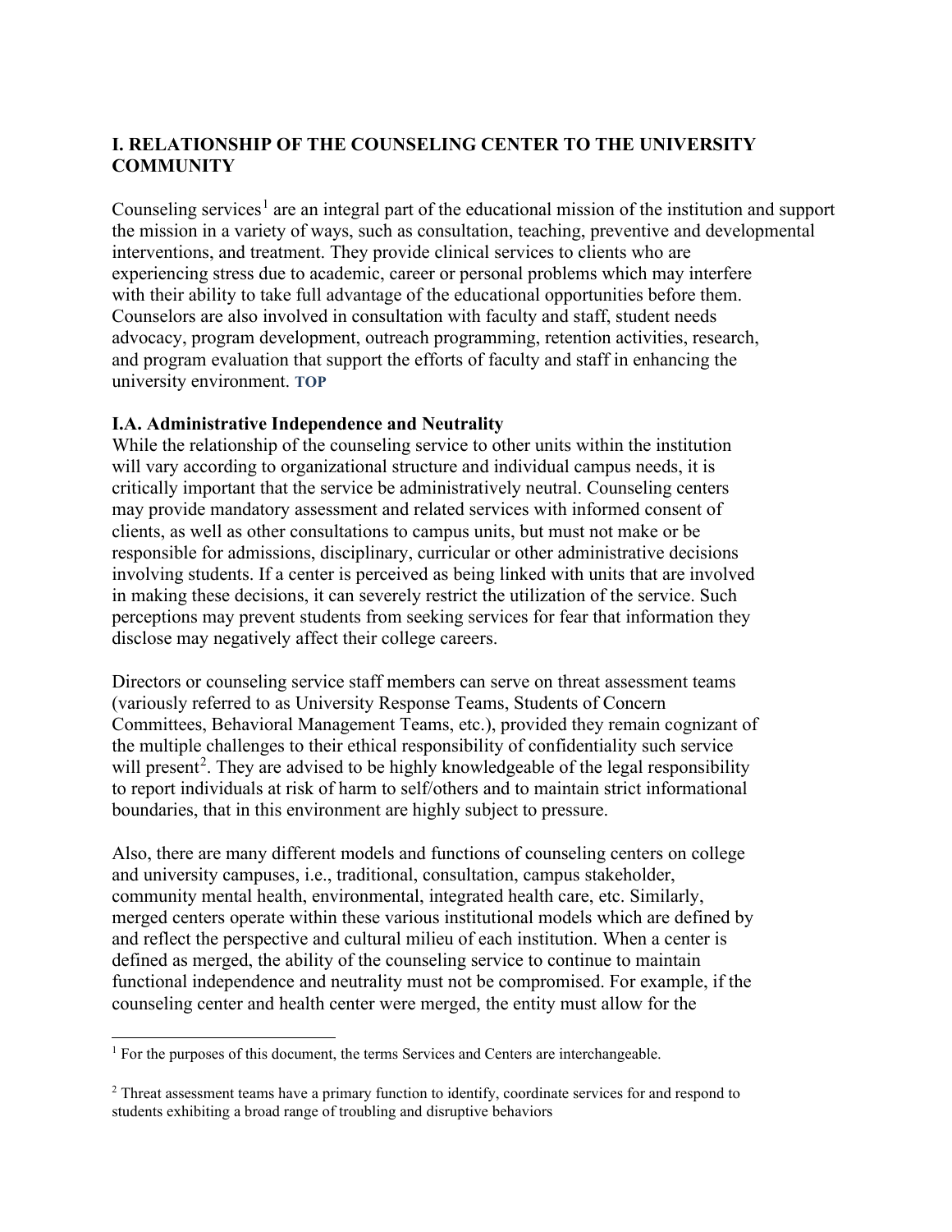## I. RELATIONSHIP OF THE COUNSELING CENTER TO THE UNIVERSITY COMMUNITY

Counseling services[1] are an integral part of the educational mission of the institution and support the mission in a variety of ways, such as consultation, teaching, preventive and developmental interventions, and treatment. They provide clinical services to clients who are experiencing stress due to academic, career or personal problems which may interfere with their ability to take full advantage of the educational opportunities before them. Counselors are also involved in consultation with faculty and staff, student needs advocacy, program development, outreach programming, retention activities, research, and program evaluation that support the efforts of faculty and staff in enhancing the university environment. **TOP**

### I.A. Administrative Independence and Neutrality

While the relationship of the counseling service to other units within the institution will vary according to organizational structure and individual campus needs, it is critically important that the service be administratively neutral. Counseling centers may provide mandatory assessment and related services with informed consent of clients, as well as other consultations to campus units, but must not make or be responsible for admissions, disciplinary, curricular or other administrative decisions involving students. If a center is perceived as being linked with units that are involved in making these decisions, it can severely restrict the utilization of the service. Such perceptions may prevent students from seeking services for fear that information they disclose may negatively affect their college careers.

Directors or counseling service staff members can serve on threat assessment teams (variously referred to as University Response Teams, Students of Concern Committees, Behavioral Management Teams, etc.), provided they remain cognizant of the multiple challenges to their ethical responsibility of confidentiality such service will present[2]. They are advised to be highly knowledgeable of the legal responsibility to report individuals at risk of harm to self/others and to maintain strict informational boundaries, that in this environment are highly subject to pressure.

Also, there are many different models and functions of counseling centers on college and university campuses, i.e., traditional, consultation, campus stakeholder, community mental health, environmental, integrated health care, etc. Similarly, merged centers operate within these various institutional models which are defined by and reflect the perspective and cultural milieu of each institution. When a center is defined as merged, the ability of the counseling service to continue to maintain functional independence and neutrality must not be compromised. For example, if the counseling center and health center were merged, the entity must allow for the

---

[1] For the purposes of this document, the terms Services and Centers are interchangeable.

[2] Threat assessment teams have a primary function to identify, coordinate services for and respond to students exhibiting a broad range of troubling and disruptive behaviors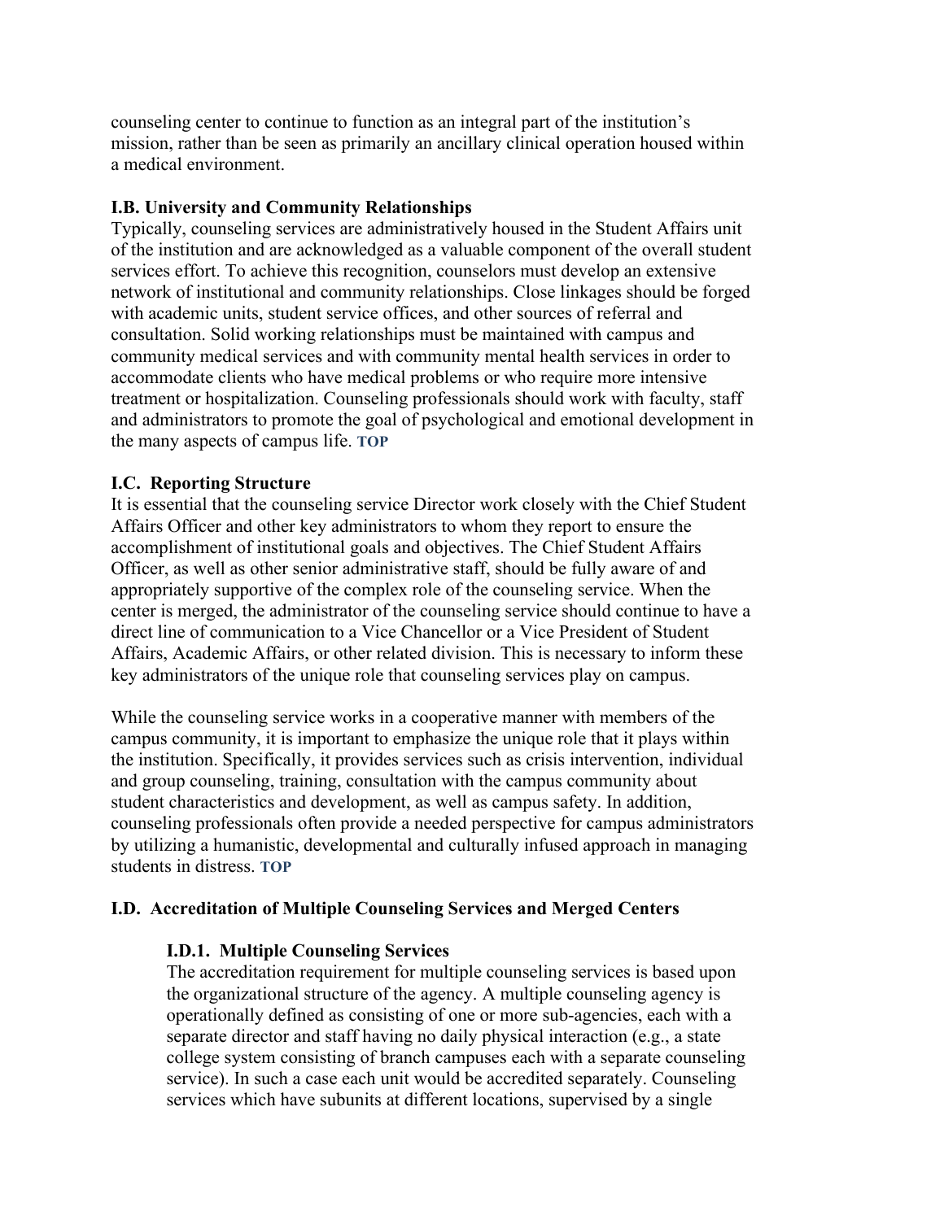counseling center to continue to function as an integral part of the institution's mission, rather than be seen as primarily an ancillary clinical operation housed within a medical environment.

### I.B. University and Community Relationships

Typically, counseling services are administratively housed in the Student Affairs unit of the institution and are acknowledged as a valuable component of the overall student services effort. To achieve this recognition, counselors must develop an extensive network of institutional and community relationships. Close linkages should be forged with academic units, student service offices, and other sources of referral and consultation. Solid working relationships must be maintained with campus and community medical services and with community mental health services in order to accommodate clients who have medical problems or who require more intensive treatment or hospitalization. Counseling professionals should work with faculty, staff and administrators to promote the goal of psychological and emotional development in the many aspects of campus life. **TOP**

### I.C. Reporting Structure

It is essential that the counseling service Director work closely with the Chief Student Affairs Officer and other key administrators to whom they report to ensure the accomplishment of institutional goals and objectives. The Chief Student Affairs Officer, as well as other senior administrative staff, should be fully aware of and appropriately supportive of the complex role of the counseling service. When the center is merged, the administrator of the counseling service should continue to have a direct line of communication to a Vice Chancellor or a Vice President of Student Affairs, Academic Affairs, or other related division. This is necessary to inform these key administrators of the unique role that counseling services play on campus.

While the counseling service works in a cooperative manner with members of the campus community, it is important to emphasize the unique role that it plays within the institution. Specifically, it provides services such as crisis intervention, individual and group counseling, training, consultation with the campus community about student characteristics and development, as well as campus safety. In addition, counseling professionals often provide a needed perspective for campus administrators by utilizing a humanistic, developmental and culturally infused approach in managing students in distress. **TOP**

### I.D. Accreditation of Multiple Counseling Services and Merged Centers

#### I.D.1. Multiple Counseling Services

The accreditation requirement for multiple counseling services is based upon the organizational structure of the agency. A multiple counseling agency is operationally defined as consisting of one or more sub-agencies, each with a separate director and staff having no daily physical interaction (e.g., a state college system consisting of branch campuses each with a separate counseling service). In such a case each unit would be accredited separately. Counseling services which have subunits at different locations, supervised by a single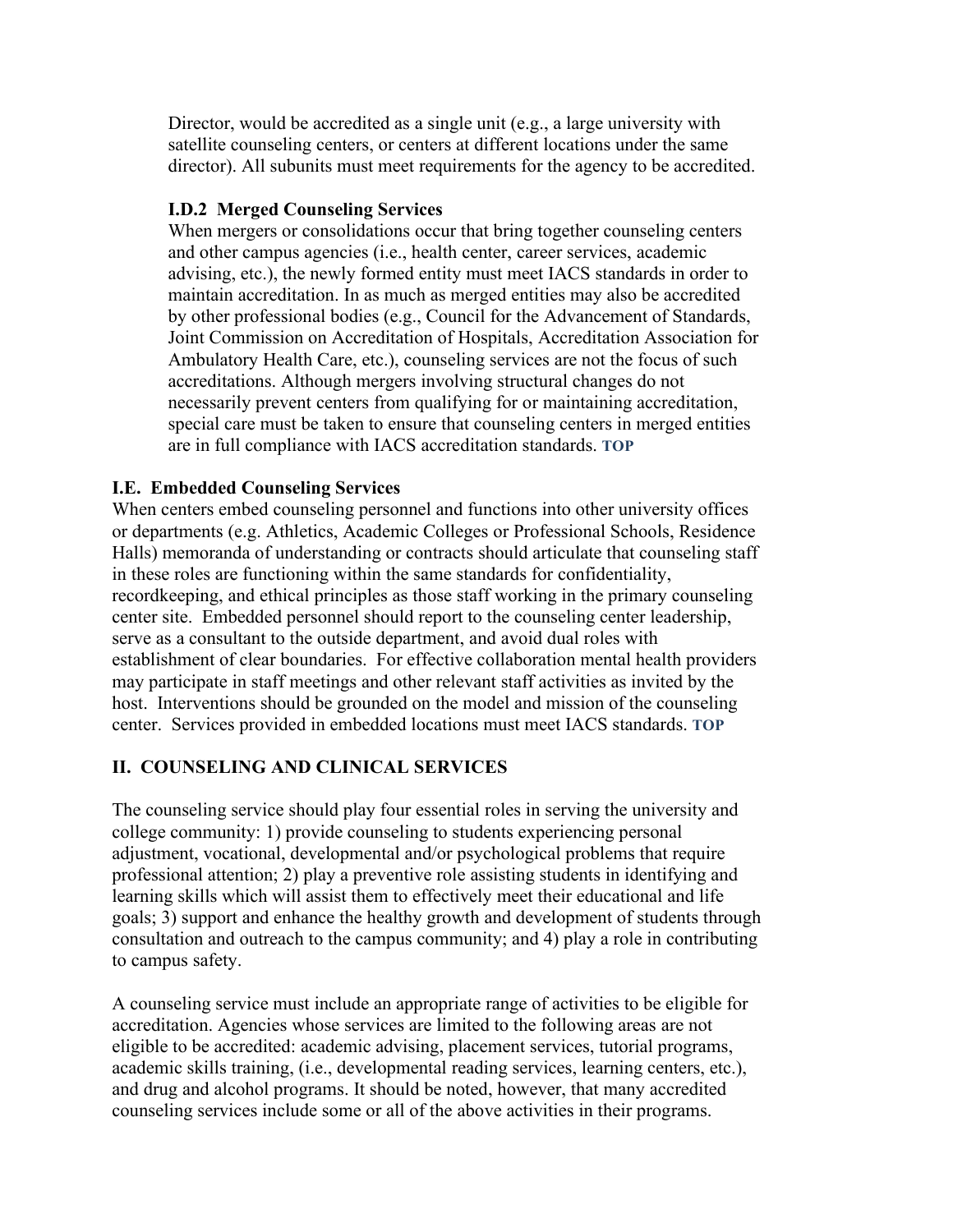Director, would be accredited as a single unit (e.g., a large university with satellite counseling centers, or centers at different locations under the same director). All subunits must meet requirements for the agency to be accredited.

#### I.D.2 Merged Counseling Services

When mergers or consolidations occur that bring together counseling centers and other campus agencies (i.e., health center, career services, academic advising, etc.), the newly formed entity must meet IACS standards in order to maintain accreditation. In as much as merged entities may also be accredited by other professional bodies (e.g., Council for the Advancement of Standards, Joint Commission on Accreditation of Hospitals, Accreditation Association for Ambulatory Health Care, etc.), counseling services are not the focus of such accreditations. Although mergers involving structural changes do not necessarily prevent centers from qualifying for or maintaining accreditation, special care must be taken to ensure that counseling centers in merged entities are in full compliance with IACS accreditation standards. **TOP**

### I.E. Embedded Counseling Services

When centers embed counseling personnel and functions into other university offices or departments (e.g. Athletics, Academic Colleges or Professional Schools, Residence Halls) memoranda of understanding or contracts should articulate that counseling staff in these roles are functioning within the same standards for confidentiality, recordkeeping, and ethical principles as those staff working in the primary counseling center site. Embedded personnel should report to the counseling center leadership, serve as a consultant to the outside department, and avoid dual roles with establishment of clear boundaries. For effective collaboration mental health providers may participate in staff meetings and other relevant staff activities as invited by the host. Interventions should be grounded on the model and mission of the counseling center. Services provided in embedded locations must meet IACS standards. **TOP**

## II. COUNSELING AND CLINICAL SERVICES

The counseling service should play four essential roles in serving the university and college community: 1) provide counseling to students experiencing personal adjustment, vocational, developmental and/or psychological problems that require professional attention; 2) play a preventive role assisting students in identifying and learning skills which will assist them to effectively meet their educational and life goals; 3) support and enhance the healthy growth and development of students through consultation and outreach to the campus community; and 4) play a role in contributing to campus safety.

A counseling service must include an appropriate range of activities to be eligible for accreditation. Agencies whose services are limited to the following areas are not eligible to be accredited: academic advising, placement services, tutorial programs, academic skills training, (i.e., developmental reading services, learning centers, etc.), and drug and alcohol programs. It should be noted, however, that many accredited counseling services include some or all of the above activities in their programs.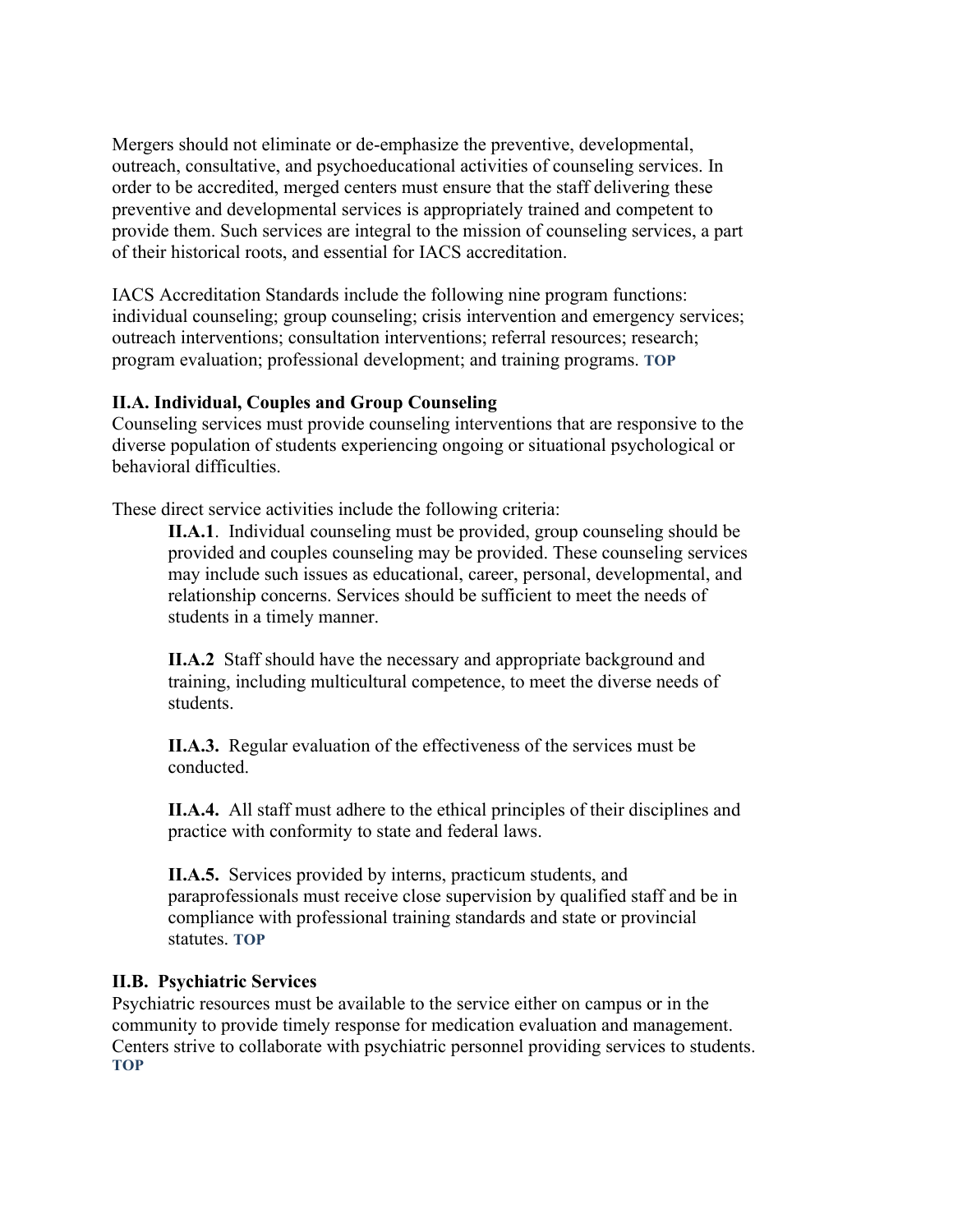Mergers should not eliminate or de-emphasize the preventive, developmental, outreach, consultative, and psychoeducational activities of counseling services. In order to be accredited, merged centers must ensure that the staff delivering these preventive and developmental services is appropriately trained and competent to provide them. Such services are integral to the mission of counseling services, a part of their historical roots, and essential for IACS accreditation.

IACS Accreditation Standards include the following nine program functions: individual counseling; group counseling; crisis intervention and emergency services; outreach interventions; consultation interventions; referral resources; research; program evaluation; professional development; and training programs. **TOP**

### II.A. Individual, Couples and Group Counseling

Counseling services must provide counseling interventions that are responsive to the diverse population of students experiencing ongoing or situational psychological or behavioral difficulties.

These direct service activities include the following criteria:

> **II.A.1**. Individual counseling must be provided, group counseling should be provided and couples counseling may be provided. These counseling services may include such issues as educational, career, personal, developmental, and relationship concerns. Services should be sufficient to meet the needs of students in a timely manner.
>
> **II.A.2** Staff should have the necessary and appropriate background and training, including multicultural competence, to meet the diverse needs of students.
>
> **II.A.3.** Regular evaluation of the effectiveness of the services must be conducted.
>
> **II.A.4.** All staff must adhere to the ethical principles of their disciplines and practice with conformity to state and federal laws.
>
> **II.A.5.** Services provided by interns, practicum students, and paraprofessionals must receive close supervision by qualified staff and be in compliance with professional training standards and state or provincial statutes. **TOP**

### II.B. Psychiatric Services

Psychiatric resources must be available to the service either on campus or in the community to provide timely response for medication evaluation and management. Centers strive to collaborate with psychiatric personnel providing services to students. **TOP**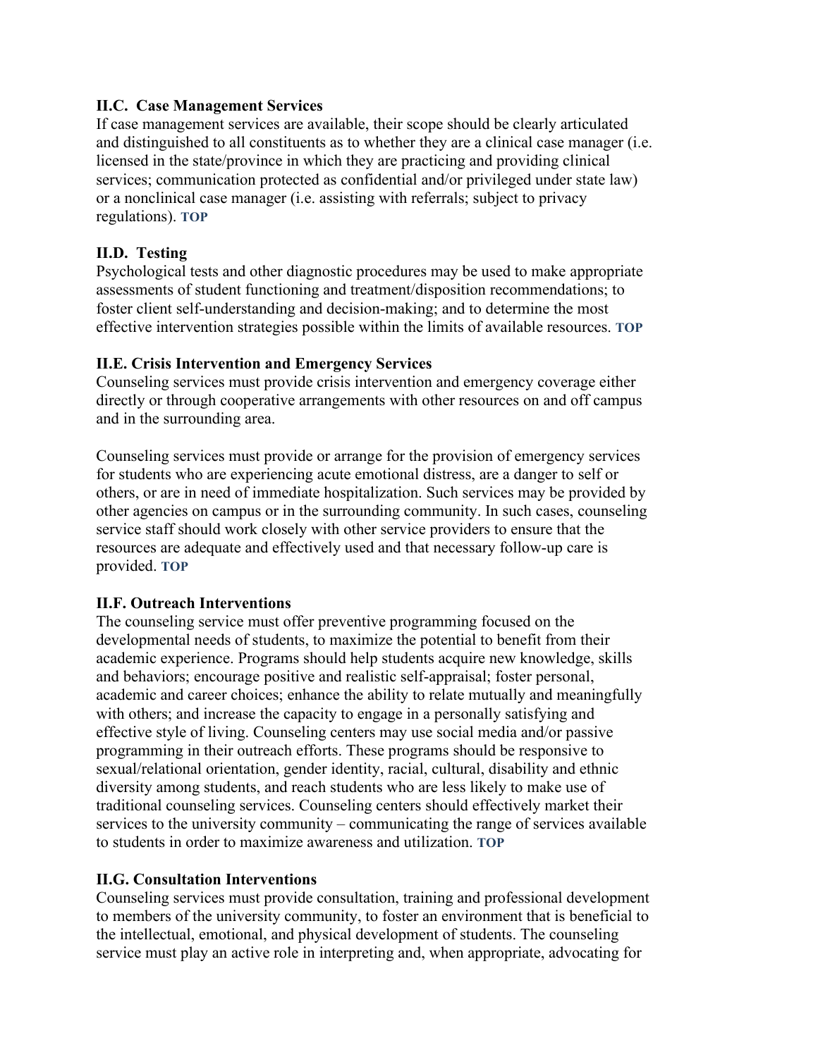### II.C. Case Management Services

If case management services are available, their scope should be clearly articulated and distinguished to all constituents as to whether they are a clinical case manager (i.e. licensed in the state/province in which they are practicing and providing clinical services; communication protected as confidential and/or privileged under state law) or a nonclinical case manager (i.e. assisting with referrals; subject to privacy regulations). **TOP**

### II.D. Testing

Psychological tests and other diagnostic procedures may be used to make appropriate assessments of student functioning and treatment/disposition recommendations; to foster client self-understanding and decision-making; and to determine the most effective intervention strategies possible within the limits of available resources. **TOP**

### II.E. Crisis Intervention and Emergency Services

Counseling services must provide crisis intervention and emergency coverage either directly or through cooperative arrangements with other resources on and off campus and in the surrounding area.

Counseling services must provide or arrange for the provision of emergency services for students who are experiencing acute emotional distress, are a danger to self or others, or are in need of immediate hospitalization. Such services may be provided by other agencies on campus or in the surrounding community. In such cases, counseling service staff should work closely with other service providers to ensure that the resources are adequate and effectively used and that necessary follow-up care is provided. **TOP**

### II.F. Outreach Interventions

The counseling service must offer preventive programming focused on the developmental needs of students, to maximize the potential to benefit from their academic experience. Programs should help students acquire new knowledge, skills and behaviors; encourage positive and realistic self-appraisal; foster personal, academic and career choices; enhance the ability to relate mutually and meaningfully with others; and increase the capacity to engage in a personally satisfying and effective style of living. Counseling centers may use social media and/or passive programming in their outreach efforts. These programs should be responsive to sexual/relational orientation, gender identity, racial, cultural, disability and ethnic diversity among students, and reach students who are less likely to make use of traditional counseling services. Counseling centers should effectively market their services to the university community – communicating the range of services available to students in order to maximize awareness and utilization. **TOP**

### II.G. Consultation Interventions

Counseling services must provide consultation, training and professional development to members of the university community, to foster an environment that is beneficial to the intellectual, emotional, and physical development of students. The counseling service must play an active role in interpreting and, when appropriate, advocating for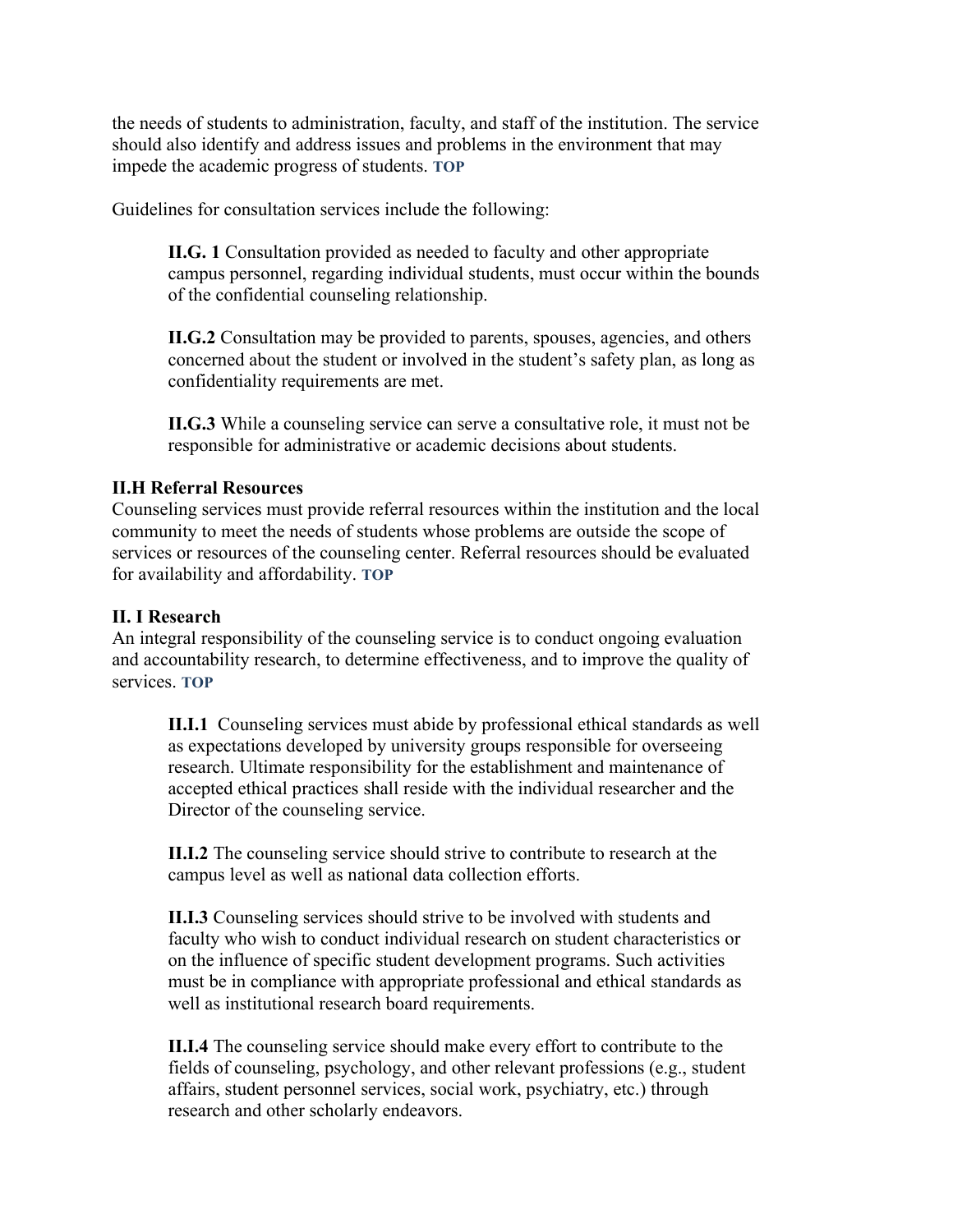the needs of students to administration, faculty, and staff of the institution. The service should also identify and address issues and problems in the environment that may impede the academic progress of students. **TOP**

Guidelines for consultation services include the following:

> **II.G. 1** Consultation provided as needed to faculty and other appropriate campus personnel, regarding individual students, must occur within the bounds of the confidential counseling relationship.
>
> **II.G.2** Consultation may be provided to parents, spouses, agencies, and others concerned about the student or involved in the student's safety plan, as long as confidentiality requirements are met.
>
> **II.G.3** While a counseling service can serve a consultative role, it must not be responsible for administrative or academic decisions about students.

**II.H Referral Resources**

Counseling services must provide referral resources within the institution and the local community to meet the needs of students whose problems are outside the scope of services or resources of the counseling center. Referral resources should be evaluated for availability and affordability. **TOP**

**II. I Research**

An integral responsibility of the counseling service is to conduct ongoing evaluation and accountability research, to determine effectiveness, and to improve the quality of services. **TOP**

> **II.I.1** Counseling services must abide by professional ethical standards as well as expectations developed by university groups responsible for overseeing research. Ultimate responsibility for the establishment and maintenance of accepted ethical practices shall reside with the individual researcher and the Director of the counseling service.
>
> **II.I.2** The counseling service should strive to contribute to research at the campus level as well as national data collection efforts.
>
> **II.I.3** Counseling services should strive to be involved with students and faculty who wish to conduct individual research on student characteristics or on the influence of specific student development programs. Such activities must be in compliance with appropriate professional and ethical standards as well as institutional research board requirements.
>
> **II.I.4** The counseling service should make every effort to contribute to the fields of counseling, psychology, and other relevant professions (e.g., student affairs, student personnel services, social work, psychiatry, etc.) through research and other scholarly endeavors.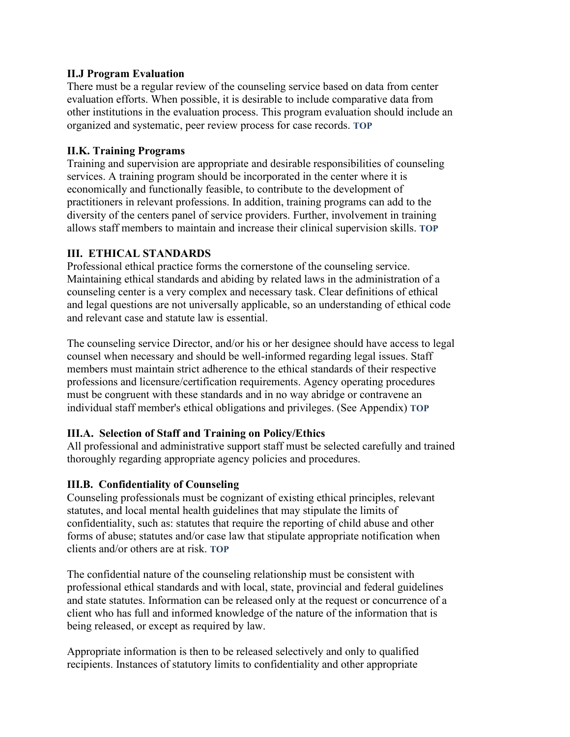**II.J Program Evaluation**

There must be a regular review of the counseling service based on data from center evaluation efforts. When possible, it is desirable to include comparative data from other institutions in the evaluation process. This program evaluation should include an organized and systematic, peer review process for case records. **TOP**

**II.K. Training Programs**

Training and supervision are appropriate and desirable responsibilities of counseling services. A training program should be incorporated in the center where it is economically and functionally feasible, to contribute to the development of practitioners in relevant professions. In addition, training programs can add to the diversity of the centers panel of service providers. Further, involvement in training allows staff members to maintain and increase their clinical supervision skills. **TOP**

**III. ETHICAL STANDARDS**

Professional ethical practice forms the cornerstone of the counseling service. Maintaining ethical standards and abiding by related laws in the administration of a counseling center is a very complex and necessary task. Clear definitions of ethical and legal questions are not universally applicable, so an understanding of ethical code and relevant case and statute law is essential.

The counseling service Director, and/or his or her designee should have access to legal counsel when necessary and should be well-informed regarding legal issues. Staff members must maintain strict adherence to the ethical standards of their respective professions and licensure/certification requirements. Agency operating procedures must be congruent with these standards and in no way abridge or contravene an individual staff member's ethical obligations and privileges. (See Appendix) **TOP**

**III.A. Selection of Staff and Training on Policy/Ethics**

All professional and administrative support staff must be selected carefully and trained thoroughly regarding appropriate agency policies and procedures.

**III.B. Confidentiality of Counseling**

Counseling professionals must be cognizant of existing ethical principles, relevant statutes, and local mental health guidelines that may stipulate the limits of confidentiality, such as: statutes that require the reporting of child abuse and other forms of abuse; statutes and/or case law that stipulate appropriate notification when clients and/or others are at risk. **TOP**

The confidential nature of the counseling relationship must be consistent with professional ethical standards and with local, state, provincial and federal guidelines and state statutes. Information can be released only at the request or concurrence of a client who has full and informed knowledge of the nature of the information that is being released, or except as required by law.

Appropriate information is then to be released selectively and only to qualified recipients. Instances of statutory limits to confidentiality and other appropriate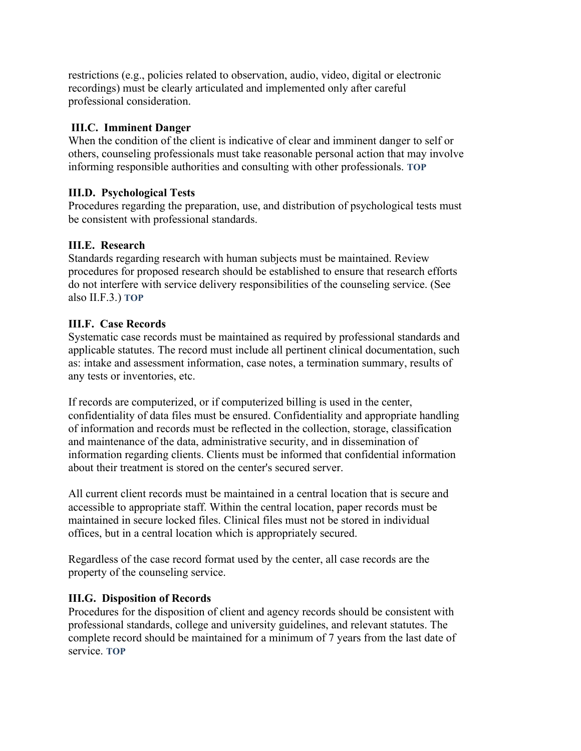restrictions (e.g., policies related to observation, audio, video, digital or electronic recordings) must be clearly articulated and implemented only after careful professional consideration.

**III.C. Imminent Danger**
When the condition of the client is indicative of clear and imminent danger to self or others, counseling professionals must take reasonable personal action that may involve informing responsible authorities and consulting with other professionals. **TOP**

**III.D. Psychological Tests**
Procedures regarding the preparation, use, and distribution of psychological tests must be consistent with professional standards.

**III.E. Research**
Standards regarding research with human subjects must be maintained. Review procedures for proposed research should be established to ensure that research efforts do not interfere with service delivery responsibilities of the counseling service. (See also II.F.3.) **TOP**

**III.F. Case Records**
Systematic case records must be maintained as required by professional standards and applicable statutes. The record must include all pertinent clinical documentation, such as: intake and assessment information, case notes, a termination summary, results of any tests or inventories, etc.

If records are computerized, or if computerized billing is used in the center, confidentiality of data files must be ensured. Confidentiality and appropriate handling of information and records must be reflected in the collection, storage, classification and maintenance of the data, administrative security, and in dissemination of information regarding clients. Clients must be informed that confidential information about their treatment is stored on the center's secured server.

All current client records must be maintained in a central location that is secure and accessible to appropriate staff. Within the central location, paper records must be maintained in secure locked files. Clinical files must not be stored in individual offices, but in a central location which is appropriately secured.

Regardless of the case record format used by the center, all case records are the property of the counseling service.

**III.G. Disposition of Records**
Procedures for the disposition of client and agency records should be consistent with professional standards, college and university guidelines, and relevant statutes. The complete record should be maintained for a minimum of 7 years from the last date of service. **TOP**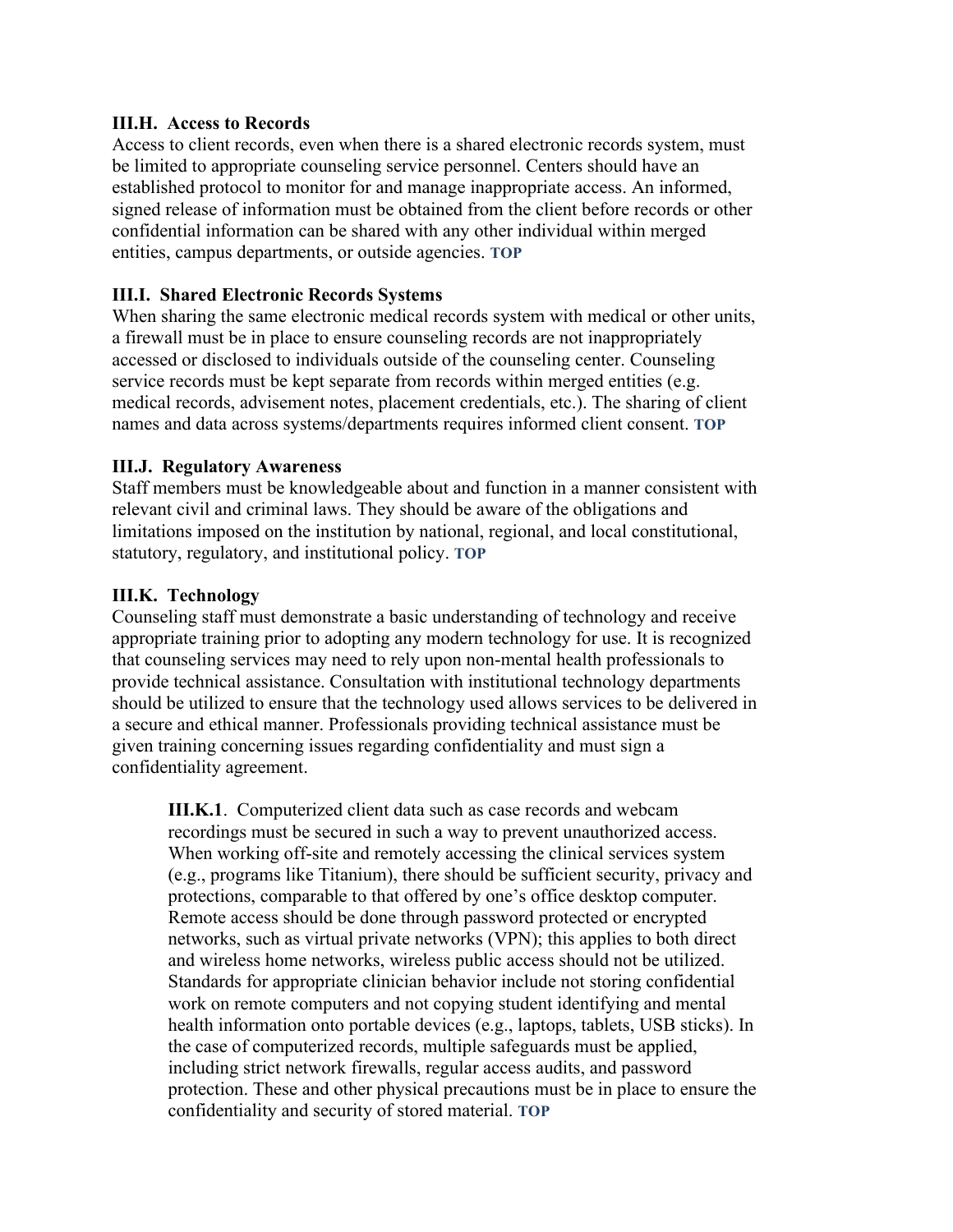**III.H. Access to Records**
Access to client records, even when there is a shared electronic records system, must be limited to appropriate counseling service personnel. Centers should have an established protocol to monitor for and manage inappropriate access. An informed, signed release of information must be obtained from the client before records or other confidential information can be shared with any other individual within merged entities, campus departments, or outside agencies. **TOP**

**III.I. Shared Electronic Records Systems**
When sharing the same electronic medical records system with medical or other units, a firewall must be in place to ensure counseling records are not inappropriately accessed or disclosed to individuals outside of the counseling center. Counseling service records must be kept separate from records within merged entities (e.g. medical records, advisement notes, placement credentials, etc.). The sharing of client names and data across systems/departments requires informed client consent. **TOP**

**III.J. Regulatory Awareness**
Staff members must be knowledgeable about and function in a manner consistent with relevant civil and criminal laws. They should be aware of the obligations and limitations imposed on the institution by national, regional, and local constitutional, statutory, regulatory, and institutional policy. **TOP**

**III.K. Technology**
Counseling staff must demonstrate a basic understanding of technology and receive appropriate training prior to adopting any modern technology for use. It is recognized that counseling services may need to rely upon non-mental health professionals to provide technical assistance. Consultation with institutional technology departments should be utilized to ensure that the technology used allows services to be delivered in a secure and ethical manner. Professionals providing technical assistance must be given training concerning issues regarding confidentiality and must sign a confidentiality agreement.

> **III.K.1**. Computerized client data such as case records and webcam recordings must be secured in such a way to prevent unauthorized access. When working off-site and remotely accessing the clinical services system (e.g., programs like Titanium), there should be sufficient security, privacy and protections, comparable to that offered by one's office desktop computer. Remote access should be done through password protected or encrypted networks, such as virtual private networks (VPN); this applies to both direct and wireless home networks, wireless public access should not be utilized. Standards for appropriate clinician behavior include not storing confidential work on remote computers and not copying student identifying and mental health information onto portable devices (e.g., laptops, tablets, USB sticks). In the case of computerized records, multiple safeguards must be applied, including strict network firewalls, regular access audits, and password protection. These and other physical precautions must be in place to ensure the confidentiality and security of stored material. **TOP**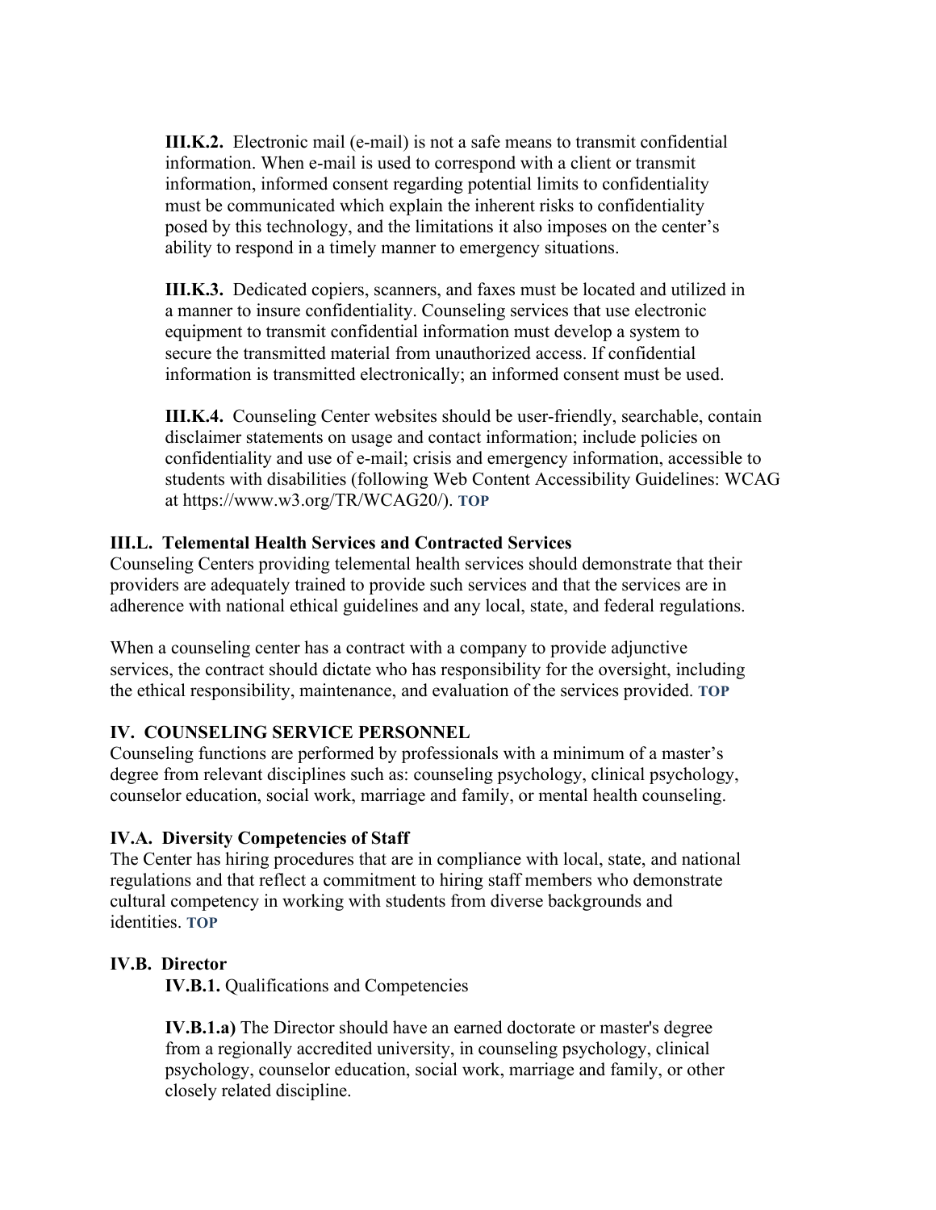**III.K.2.** Electronic mail (e-mail) is not a safe means to transmit confidential information. When e-mail is used to correspond with a client or transmit information, informed consent regarding potential limits to confidentiality must be communicated which explain the inherent risks to confidentiality posed by this technology, and the limitations it also imposes on the center's ability to respond in a timely manner to emergency situations.

**III.K.3.** Dedicated copiers, scanners, and faxes must be located and utilized in a manner to insure confidentiality. Counseling services that use electronic equipment to transmit confidential information must develop a system to secure the transmitted material from unauthorized access. If confidential information is transmitted electronically; an informed consent must be used.

**III.K.4.** Counseling Center websites should be user-friendly, searchable, contain disclaimer statements on usage and contact information; include policies on confidentiality and use of e-mail; crisis and emergency information, accessible to students with disabilities (following Web Content Accessibility Guidelines: WCAG at https://www.w3.org/TR/WCAG20/). **TOP**

### III.L. Telemental Health Services and Contracted Services

Counseling Centers providing telemental health services should demonstrate that their providers are adequately trained to provide such services and that the services are in adherence with national ethical guidelines and any local, state, and federal regulations.

When a counseling center has a contract with a company to provide adjunctive services, the contract should dictate who has responsibility for the oversight, including the ethical responsibility, maintenance, and evaluation of the services provided. **TOP**

## IV. COUNSELING SERVICE PERSONNEL

Counseling functions are performed by professionals with a minimum of a master's degree from relevant disciplines such as: counseling psychology, clinical psychology, counselor education, social work, marriage and family, or mental health counseling.

### IV.A. Diversity Competencies of Staff

The Center has hiring procedures that are in compliance with local, state, and national regulations and that reflect a commitment to hiring staff members who demonstrate cultural competency in working with students from diverse backgrounds and identities. **TOP**

### IV.B. Director

**IV.B.1.** Qualifications and Competencies

**IV.B.1.a)** The Director should have an earned doctorate or master's degree from a regionally accredited university, in counseling psychology, clinical psychology, counselor education, social work, marriage and family, or other closely related discipline.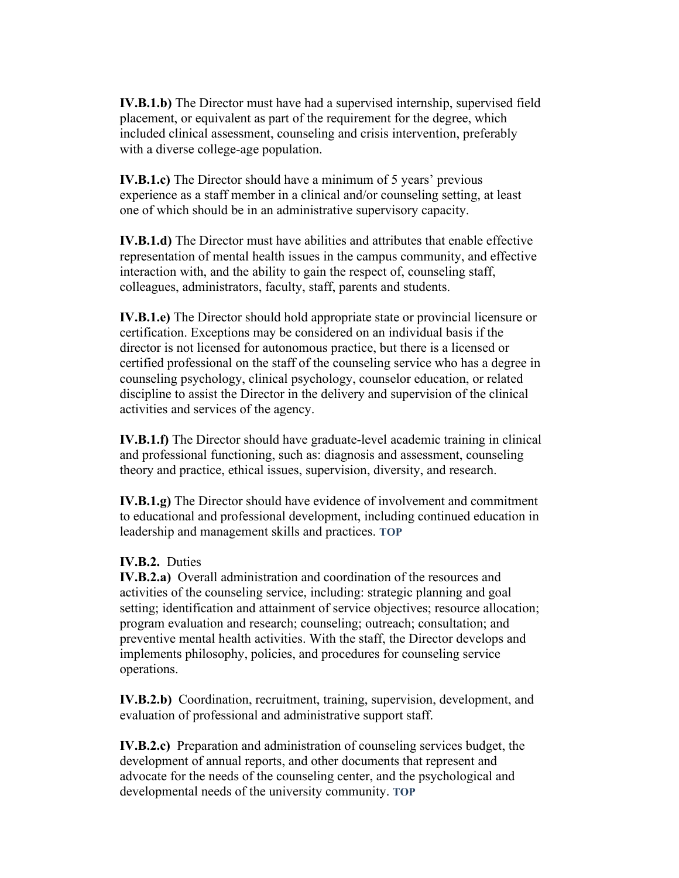**IV.B.1.b)** The Director must have had a supervised internship, supervised field placement, or equivalent as part of the requirement for the degree, which included clinical assessment, counseling and crisis intervention, preferably with a diverse college-age population.

**IV.B.1.c)** The Director should have a minimum of 5 years' previous experience as a staff member in a clinical and/or counseling setting, at least one of which should be in an administrative supervisory capacity.

**IV.B.1.d)** The Director must have abilities and attributes that enable effective representation of mental health issues in the campus community, and effective interaction with, and the ability to gain the respect of, counseling staff, colleagues, administrators, faculty, staff, parents and students.

**IV.B.1.e)** The Director should hold appropriate state or provincial licensure or certification. Exceptions may be considered on an individual basis if the director is not licensed for autonomous practice, but there is a licensed or certified professional on the staff of the counseling service who has a degree in counseling psychology, clinical psychology, counselor education, or related discipline to assist the Director in the delivery and supervision of the clinical activities and services of the agency.

**IV.B.1.f)** The Director should have graduate-level academic training in clinical and professional functioning, such as: diagnosis and assessment, counseling theory and practice, ethical issues, supervision, diversity, and research.

**IV.B.1.g)** The Director should have evidence of involvement and commitment to educational and professional development, including continued education in leadership and management skills and practices. **TOP**

**IV.B.2.** Duties

**IV.B.2.a)** Overall administration and coordination of the resources and activities of the counseling service, including: strategic planning and goal setting; identification and attainment of service objectives; resource allocation; program evaluation and research; counseling; outreach; consultation; and preventive mental health activities. With the staff, the Director develops and implements philosophy, policies, and procedures for counseling service operations.

**IV.B.2.b)** Coordination, recruitment, training, supervision, development, and evaluation of professional and administrative support staff.

**IV.B.2.c)** Preparation and administration of counseling services budget, the development of annual reports, and other documents that represent and advocate for the needs of the counseling center, and the psychological and developmental needs of the university community. **TOP**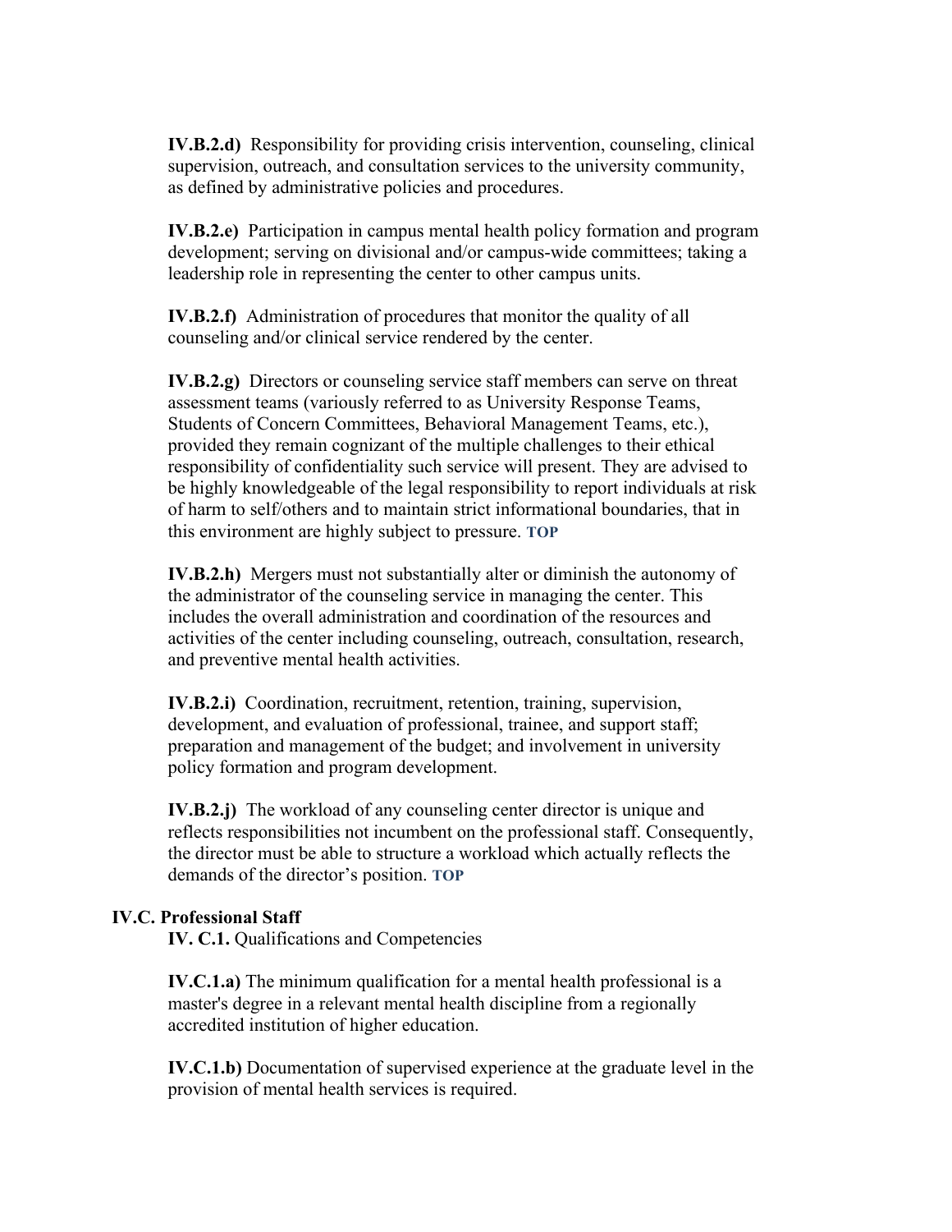**IV.B.2.d)** Responsibility for providing crisis intervention, counseling, clinical supervision, outreach, and consultation services to the university community, as defined by administrative policies and procedures.

**IV.B.2.e)** Participation in campus mental health policy formation and program development; serving on divisional and/or campus-wide committees; taking a leadership role in representing the center to other campus units.

**IV.B.2.f)** Administration of procedures that monitor the quality of all counseling and/or clinical service rendered by the center.

**IV.B.2.g)** Directors or counseling service staff members can serve on threat assessment teams (variously referred to as University Response Teams, Students of Concern Committees, Behavioral Management Teams, etc.), provided they remain cognizant of the multiple challenges to their ethical responsibility of confidentiality such service will present. They are advised to be highly knowledgeable of the legal responsibility to report individuals at risk of harm to self/others and to maintain strict informational boundaries, that in this environment are highly subject to pressure. **TOP**

**IV.B.2.h)** Mergers must not substantially alter or diminish the autonomy of the administrator of the counseling service in managing the center. This includes the overall administration and coordination of the resources and activities of the center including counseling, outreach, consultation, research, and preventive mental health activities.

**IV.B.2.i)** Coordination, recruitment, retention, training, supervision, development, and evaluation of professional, trainee, and support staff; preparation and management of the budget; and involvement in university policy formation and program development.

**IV.B.2.j)** The workload of any counseling center director is unique and reflects responsibilities not incumbent on the professional staff. Consequently, the director must be able to structure a workload which actually reflects the demands of the director's position. **TOP**

**IV.C. Professional Staff**

**IV. C.1.** Qualifications and Competencies

**IV.C.1.a)** The minimum qualification for a mental health professional is a master's degree in a relevant mental health discipline from a regionally accredited institution of higher education.

**IV.C.1.b)** Documentation of supervised experience at the graduate level in the provision of mental health services is required.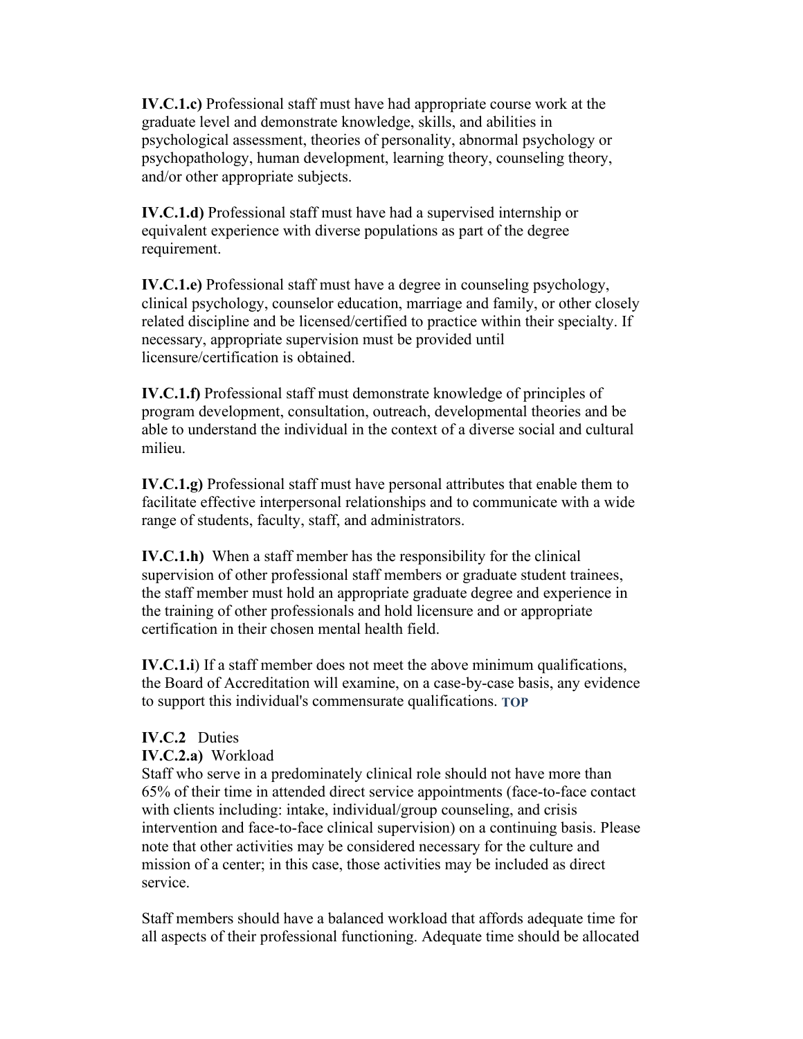**IV.C.1.c)** Professional staff must have had appropriate course work at the graduate level and demonstrate knowledge, skills, and abilities in psychological assessment, theories of personality, abnormal psychology or psychopathology, human development, learning theory, counseling theory, and/or other appropriate subjects.

**IV.C.1.d)** Professional staff must have had a supervised internship or equivalent experience with diverse populations as part of the degree requirement.

**IV.C.1.e)** Professional staff must have a degree in counseling psychology, clinical psychology, counselor education, marriage and family, or other closely related discipline and be licensed/certified to practice within their specialty. If necessary, appropriate supervision must be provided until licensure/certification is obtained.

**IV.C.1.f)** Professional staff must demonstrate knowledge of principles of program development, consultation, outreach, developmental theories and be able to understand the individual in the context of a diverse social and cultural milieu.

**IV.C.1.g)** Professional staff must have personal attributes that enable them to facilitate effective interpersonal relationships and to communicate with a wide range of students, faculty, staff, and administrators.

**IV.C.1.h)** When a staff member has the responsibility for the clinical supervision of other professional staff members or graduate student trainees, the staff member must hold an appropriate graduate degree and experience in the training of other professionals and hold licensure and or appropriate certification in their chosen mental health field.

**IV.C.1.i**) If a staff member does not meet the above minimum qualifications, the Board of Accreditation will examine, on a case-by-case basis, any evidence to support this individual's commensurate qualifications. **TOP**

**IV.C.2** Duties

**IV.C.2.a)** Workload

Staff who serve in a predominately clinical role should not have more than 65% of their time in attended direct service appointments (face-to-face contact with clients including: intake, individual/group counseling, and crisis intervention and face-to-face clinical supervision) on a continuing basis. Please note that other activities may be considered necessary for the culture and mission of a center; in this case, those activities may be included as direct service.

Staff members should have a balanced workload that affords adequate time for all aspects of their professional functioning. Adequate time should be allocated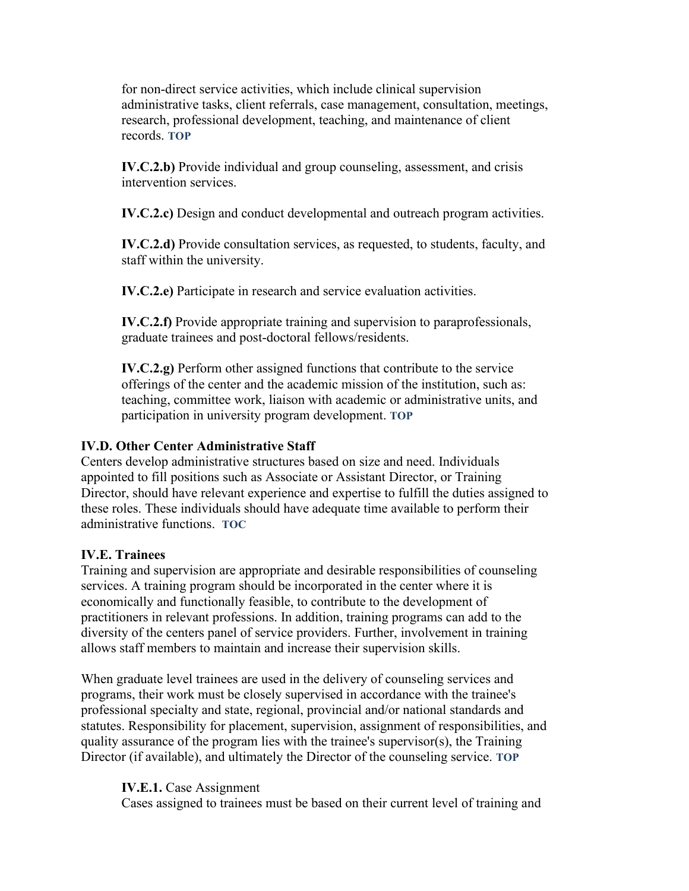for non-direct service activities, which include clinical supervision administrative tasks, client referrals, case management, consultation, meetings, research, professional development, teaching, and maintenance of client records. **TOP**

**IV.C.2.b)** Provide individual and group counseling, assessment, and crisis intervention services.

**IV.C.2.c)** Design and conduct developmental and outreach program activities.

**IV.C.2.d)** Provide consultation services, as requested, to students, faculty, and staff within the university.

**IV.C.2.e)** Participate in research and service evaluation activities.

**IV.C.2.f)** Provide appropriate training and supervision to paraprofessionals, graduate trainees and post-doctoral fellows/residents.

**IV.C.2.g)** Perform other assigned functions that contribute to the service offerings of the center and the academic mission of the institution, such as: teaching, committee work, liaison with academic or administrative units, and participation in university program development. **TOP**

**IV.D. Other Center Administrative Staff**

Centers develop administrative structures based on size and need. Individuals appointed to fill positions such as Associate or Assistant Director, or Training Director, should have relevant experience and expertise to fulfill the duties assigned to these roles. These individuals should have adequate time available to perform their administrative functions. **TOC**

**IV.E. Trainees**

Training and supervision are appropriate and desirable responsibilities of counseling services. A training program should be incorporated in the center where it is economically and functionally feasible, to contribute to the development of practitioners in relevant professions. In addition, training programs can add to the diversity of the centers panel of service providers. Further, involvement in training allows staff members to maintain and increase their supervision skills.

When graduate level trainees are used in the delivery of counseling services and programs, their work must be closely supervised in accordance with the trainee's professional specialty and state, regional, provincial and/or national standards and statutes. Responsibility for placement, supervision, assignment of responsibilities, and quality assurance of the program lies with the trainee's supervisor(s), the Training Director (if available), and ultimately the Director of the counseling service. **TOP**

**IV.E.1.** Case Assignment

Cases assigned to trainees must be based on their current level of training and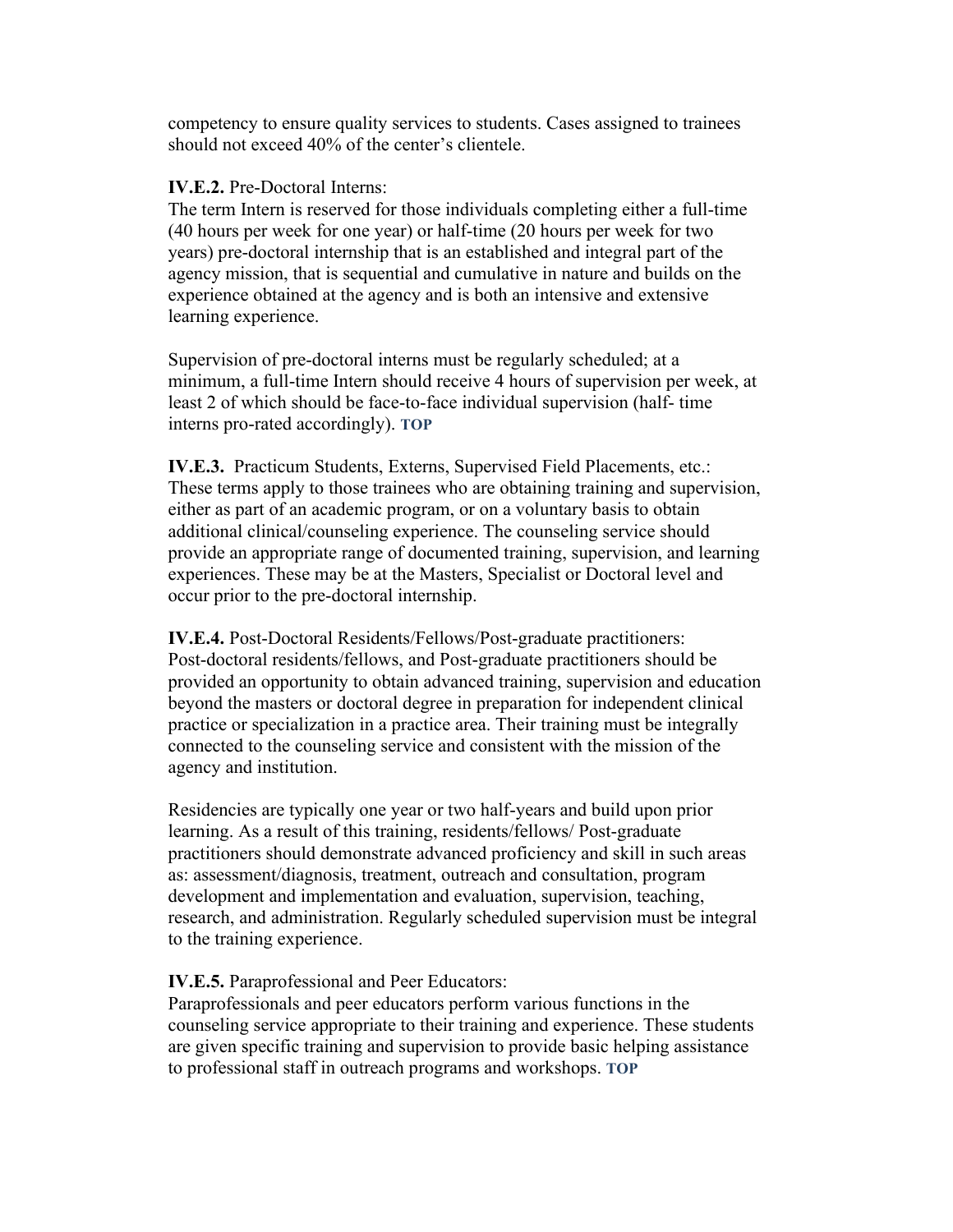competency to ensure quality services to students. Cases assigned to trainees should not exceed 40% of the center's clientele.

**IV.E.2.** Pre-Doctoral Interns:
The term Intern is reserved for those individuals completing either a full-time (40 hours per week for one year) or half-time (20 hours per week for two years) pre-doctoral internship that is an established and integral part of the agency mission, that is sequential and cumulative in nature and builds on the experience obtained at the agency and is both an intensive and extensive learning experience.

Supervision of pre-doctoral interns must be regularly scheduled; at a minimum, a full-time Intern should receive 4 hours of supervision per week, at least 2 of which should be face-to-face individual supervision (half- time interns pro-rated accordingly). **TOP**

**IV.E.3.** Practicum Students, Externs, Supervised Field Placements, etc.:
These terms apply to those trainees who are obtaining training and supervision, either as part of an academic program, or on a voluntary basis to obtain additional clinical/counseling experience. The counseling service should provide an appropriate range of documented training, supervision, and learning experiences. These may be at the Masters, Specialist or Doctoral level and occur prior to the pre-doctoral internship.

**IV.E.4.** Post-Doctoral Residents/Fellows/Post-graduate practitioners:
Post-doctoral residents/fellows, and Post-graduate practitioners should be provided an opportunity to obtain advanced training, supervision and education beyond the masters or doctoral degree in preparation for independent clinical practice or specialization in a practice area. Their training must be integrally connected to the counseling service and consistent with the mission of the agency and institution.

Residencies are typically one year or two half-years and build upon prior learning. As a result of this training, residents/fellows/ Post-graduate practitioners should demonstrate advanced proficiency and skill in such areas as: assessment/diagnosis, treatment, outreach and consultation, program development and implementation and evaluation, supervision, teaching, research, and administration. Regularly scheduled supervision must be integral to the training experience.

**IV.E.5.** Paraprofessional and Peer Educators:
Paraprofessionals and peer educators perform various functions in the counseling service appropriate to their training and experience. These students are given specific training and supervision to provide basic helping assistance to professional staff in outreach programs and workshops. **TOP**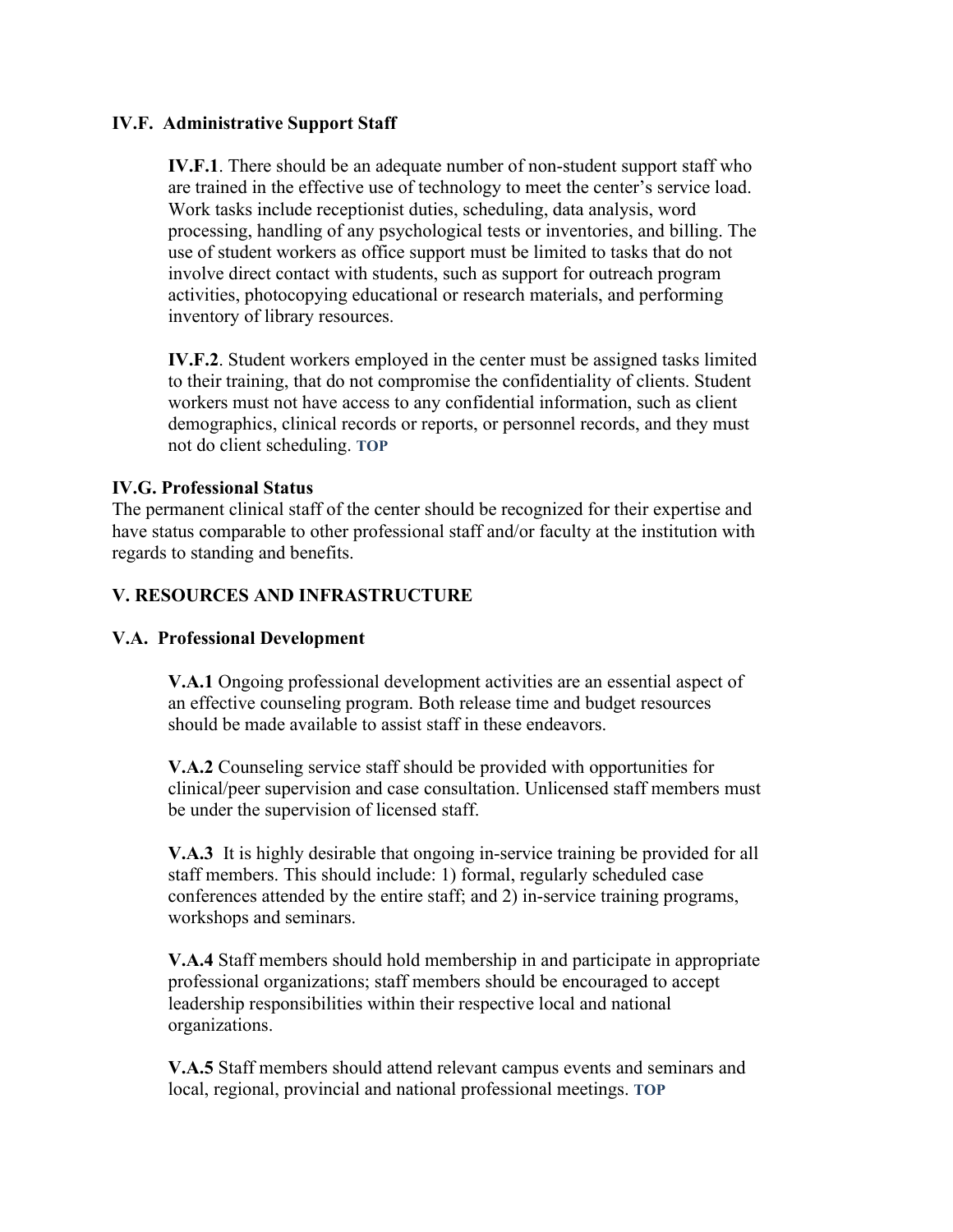### IV.F. Administrative Support Staff

**IV.F.1**. There should be an adequate number of non-student support staff who are trained in the effective use of technology to meet the center's service load. Work tasks include receptionist duties, scheduling, data analysis, word processing, handling of any psychological tests or inventories, and billing. The use of student workers as office support must be limited to tasks that do not involve direct contact with students, such as support for outreach program activities, photocopying educational or research materials, and performing inventory of library resources.

**IV.F.2**. Student workers employed in the center must be assigned tasks limited to their training, that do not compromise the confidentiality of clients. Student workers must not have access to any confidential information, such as client demographics, clinical records or reports, or personnel records, and they must not do client scheduling. **TOP**

### IV.G. Professional Status

The permanent clinical staff of the center should be recognized for their expertise and have status comparable to other professional staff and/or faculty at the institution with regards to standing and benefits.

## V. RESOURCES AND INFRASTRUCTURE

### V.A. Professional Development

**V.A.1** Ongoing professional development activities are an essential aspect of an effective counseling program. Both release time and budget resources should be made available to assist staff in these endeavors.

**V.A.2** Counseling service staff should be provided with opportunities for clinical/peer supervision and case consultation. Unlicensed staff members must be under the supervision of licensed staff.

**V.A.3** It is highly desirable that ongoing in-service training be provided for all staff members. This should include: 1) formal, regularly scheduled case conferences attended by the entire staff; and 2) in-service training programs, workshops and seminars.

**V.A.4** Staff members should hold membership in and participate in appropriate professional organizations; staff members should be encouraged to accept leadership responsibilities within their respective local and national organizations.

**V.A.5** Staff members should attend relevant campus events and seminars and local, regional, provincial and national professional meetings. **TOP**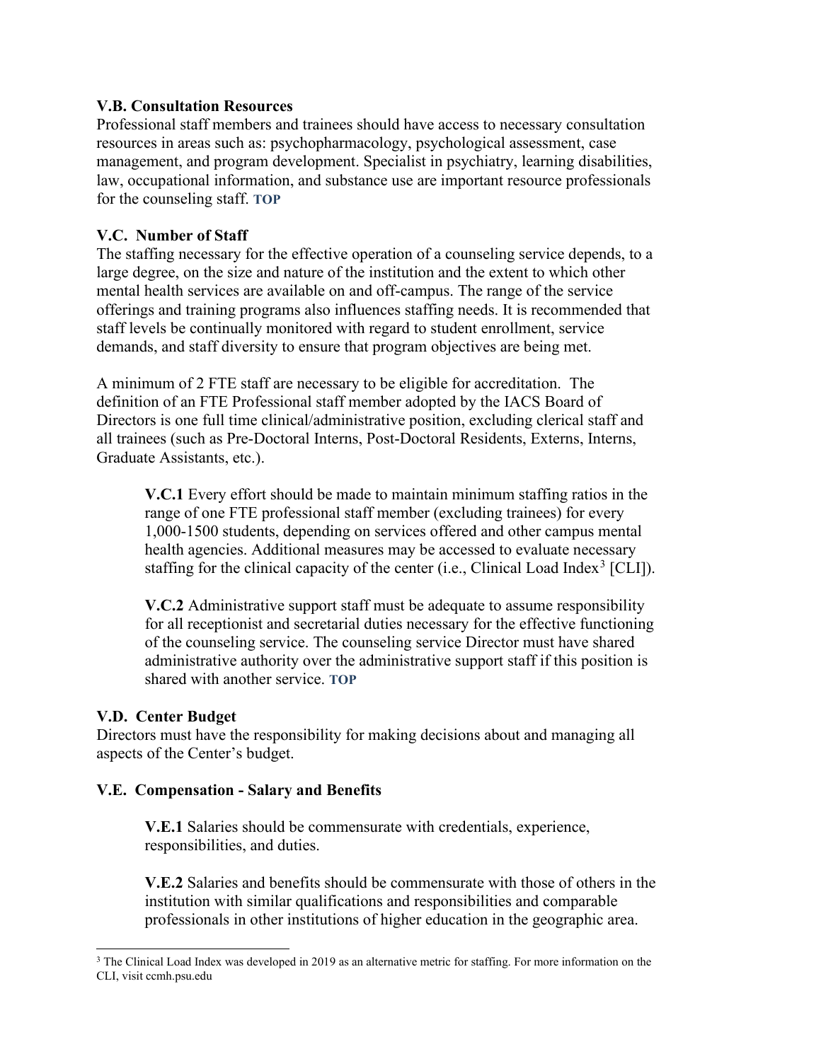**V.B. Consultation Resources**

Professional staff members and trainees should have access to necessary consultation resources in areas such as: psychopharmacology, psychological assessment, case management, and program development. Specialist in psychiatry, learning disabilities, law, occupational information, and substance use are important resource professionals for the counseling staff. **TOP**

**V.C. Number of Staff**

The staffing necessary for the effective operation of a counseling service depends, to a large degree, on the size and nature of the institution and the extent to which other mental health services are available on and off-campus. The range of the service offerings and training programs also influences staffing needs. It is recommended that staff levels be continually monitored with regard to student enrollment, service demands, and staff diversity to ensure that program objectives are being met.

A minimum of 2 FTE staff are necessary to be eligible for accreditation. The definition of an FTE Professional staff member adopted by the IACS Board of Directors is one full time clinical/administrative position, excluding clerical staff and all trainees (such as Pre-Doctoral Interns, Post-Doctoral Residents, Externs, Interns, Graduate Assistants, etc.).

> **V.C.1** Every effort should be made to maintain minimum staffing ratios in the range of one FTE professional staff member (excluding trainees) for every 1,000-1500 students, depending on services offered and other campus mental health agencies. Additional measures may be accessed to evaluate necessary staffing for the clinical capacity of the center (i.e., Clinical Load Index[3] [CLI]).
>
> **V.C.2** Administrative support staff must be adequate to assume responsibility for all receptionist and secretarial duties necessary for the effective functioning of the counseling service. The counseling service Director must have shared administrative authority over the administrative support staff if this position is shared with another service. **TOP**

**V.D. Center Budget**

Directors must have the responsibility for making decisions about and managing all aspects of the Center's budget.

**V.E. Compensation - Salary and Benefits**

> **V.E.1** Salaries should be commensurate with credentials, experience, responsibilities, and duties.
>
> **V.E.2** Salaries and benefits should be commensurate with those of others in the institution with similar qualifications and responsibilities and comparable professionals in other institutions of higher education in the geographic area.

---

[3] The Clinical Load Index was developed in 2019 as an alternative metric for staffing. For more information on the CLI, visit ccmh.psu.edu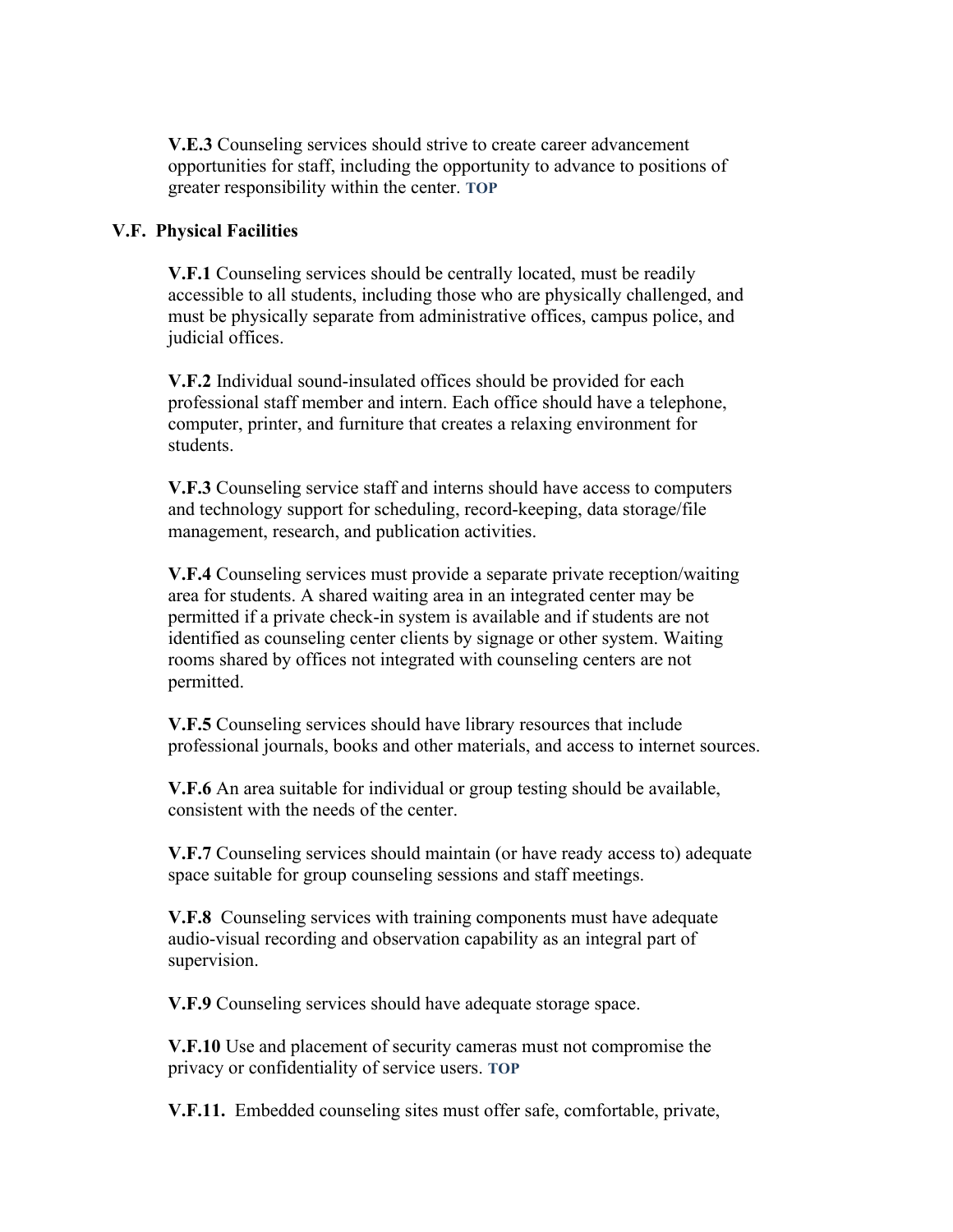**V.E.3** Counseling services should strive to create career advancement opportunities for staff, including the opportunity to advance to positions of greater responsibility within the center. **TOP**

**V.F. Physical Facilities**

**V.F.1** Counseling services should be centrally located, must be readily accessible to all students, including those who are physically challenged, and must be physically separate from administrative offices, campus police, and judicial offices.

**V.F.2** Individual sound-insulated offices should be provided for each professional staff member and intern. Each office should have a telephone, computer, printer, and furniture that creates a relaxing environment for students.

**V.F.3** Counseling service staff and interns should have access to computers and technology support for scheduling, record-keeping, data storage/file management, research, and publication activities.

**V.F.4** Counseling services must provide a separate private reception/waiting area for students. A shared waiting area in an integrated center may be permitted if a private check-in system is available and if students are not identified as counseling center clients by signage or other system. Waiting rooms shared by offices not integrated with counseling centers are not permitted.

**V.F.5** Counseling services should have library resources that include professional journals, books and other materials, and access to internet sources.

**V.F.6** An area suitable for individual or group testing should be available, consistent with the needs of the center.

**V.F.7** Counseling services should maintain (or have ready access to) adequate space suitable for group counseling sessions and staff meetings.

**V.F.8** Counseling services with training components must have adequate audio-visual recording and observation capability as an integral part of supervision.

**V.F.9** Counseling services should have adequate storage space.

**V.F.10** Use and placement of security cameras must not compromise the privacy or confidentiality of service users. **TOP**

**V.F.11.** Embedded counseling sites must offer safe, comfortable, private,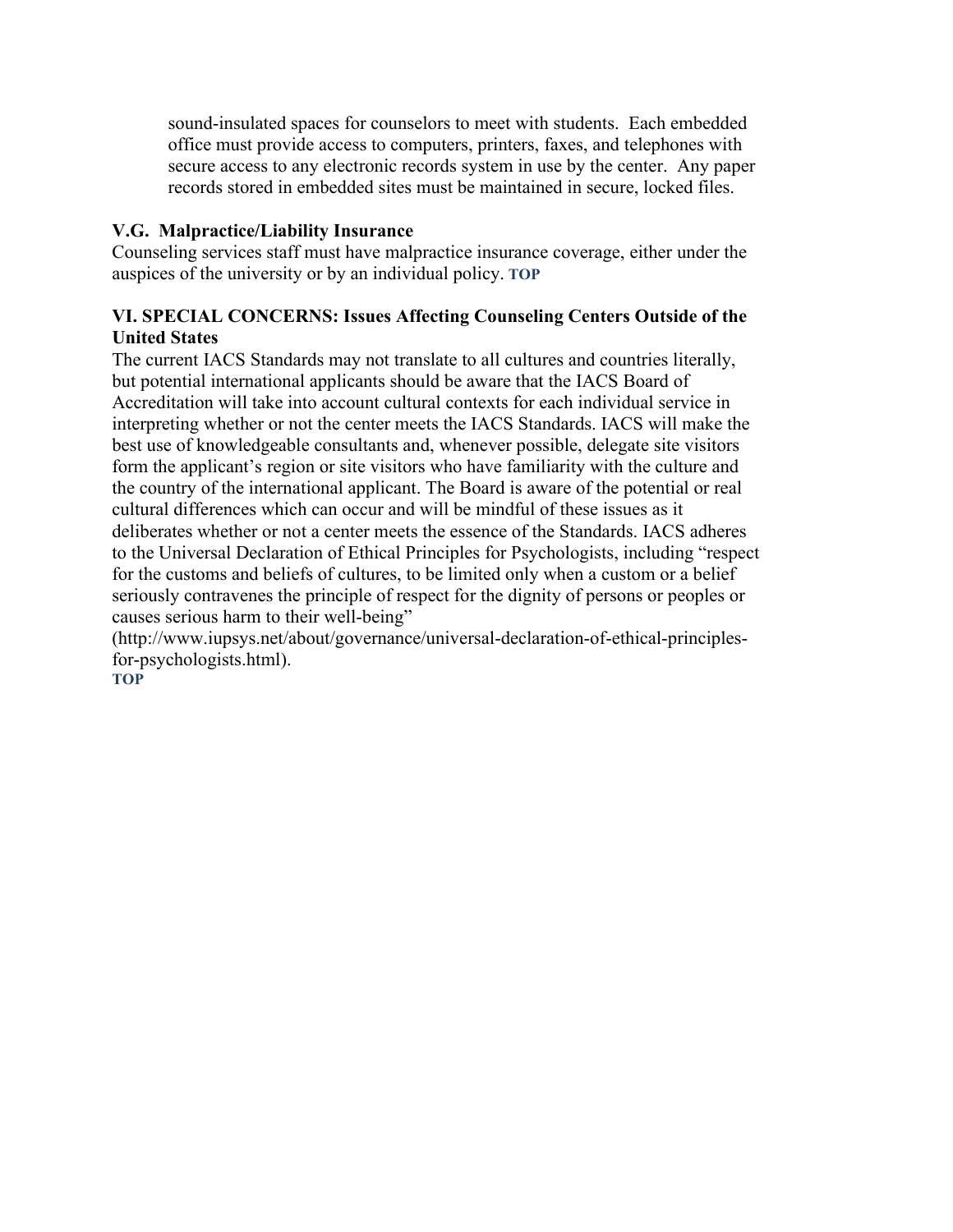sound-insulated spaces for counselors to meet with students. Each embedded office must provide access to computers, printers, faxes, and telephones with secure access to any electronic records system in use by the center. Any paper records stored in embedded sites must be maintained in secure, locked files.

### V.G. Malpractice/Liability Insurance

Counseling services staff must have malpractice insurance coverage, either under the auspices of the university or by an individual policy. **TOP**

## VI. SPECIAL CONCERNS: Issues Affecting Counseling Centers Outside of the United States

The current IACS Standards may not translate to all cultures and countries literally, but potential international applicants should be aware that the IACS Board of Accreditation will take into account cultural contexts for each individual service in interpreting whether or not the center meets the IACS Standards. IACS will make the best use of knowledgeable consultants and, whenever possible, delegate site visitors form the applicant's region or site visitors who have familiarity with the culture and the country of the international applicant. The Board is aware of the potential or real cultural differences which can occur and will be mindful of these issues as it deliberates whether or not a center meets the essence of the Standards. IACS adheres to the Universal Declaration of Ethical Principles for Psychologists, including "respect for the customs and beliefs of cultures, to be limited only when a custom or a belief seriously contravenes the principle of respect for the dignity of persons or peoples or causes serious harm to their well-being" (http://www.iupsys.net/about/governance/universal-declaration-of-ethical-principles-for-psychologists.html).
**TOP**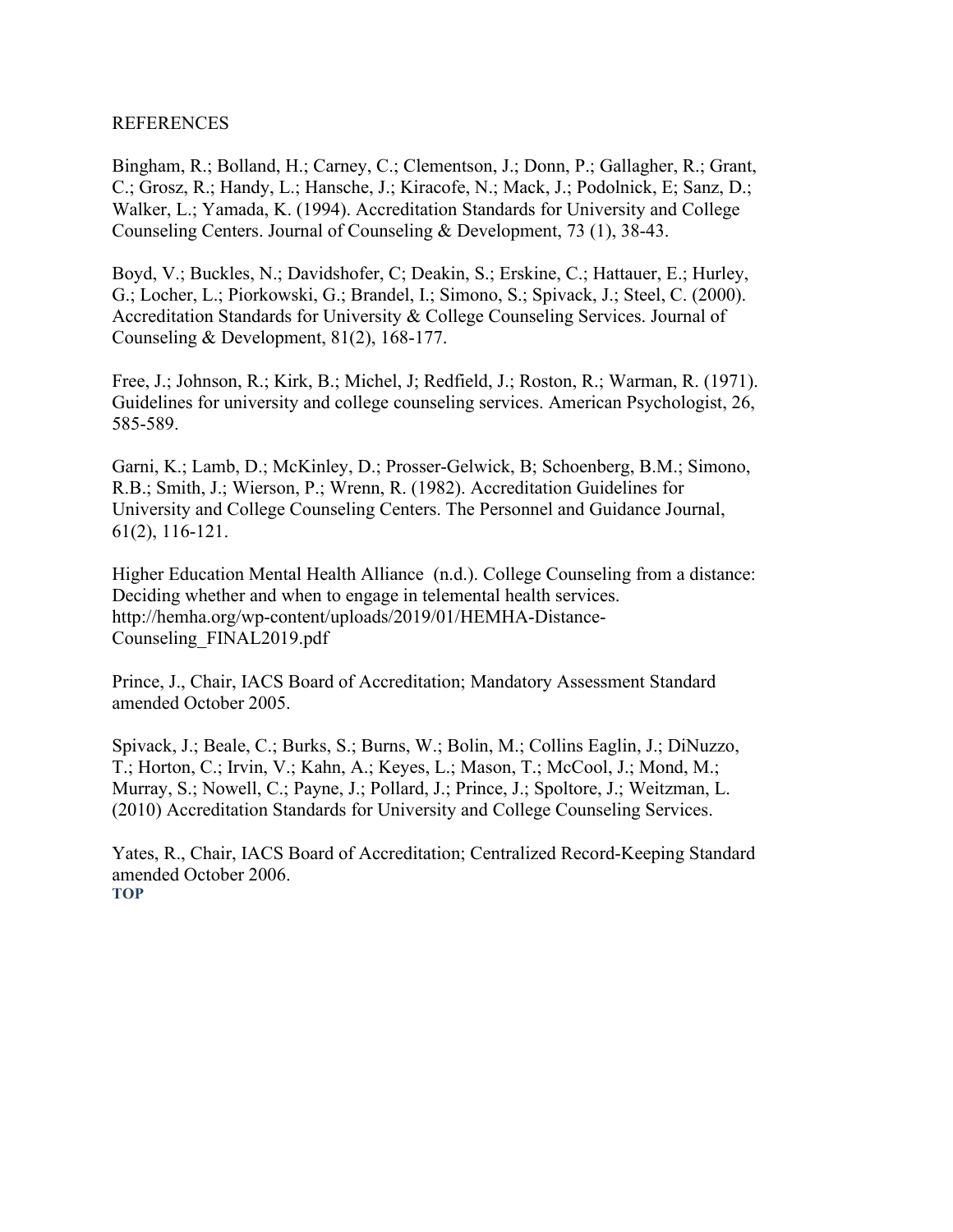REFERENCES

Bingham, R.; Bolland, H.; Carney, C.; Clementson, J.; Donn, P.; Gallagher, R.; Grant, C.; Grosz, R.; Handy, L.; Hansche, J.; Kiracofe, N.; Mack, J.; Podolnick, E; Sanz, D.; Walker, L.; Yamada, K. (1994). Accreditation Standards for University and College Counseling Centers. Journal of Counseling & Development, 73 (1), 38-43.

Boyd, V.; Buckles, N.; Davidshofer, C; Deakin, S.; Erskine, C.; Hattauer, E.; Hurley, G.; Locher, L.; Piorkowski, G.; Brandel, I.; Simono, S.; Spivack, J.; Steel, C. (2000). Accreditation Standards for University & College Counseling Services. Journal of Counseling & Development, 81(2), 168-177.

Free, J.; Johnson, R.; Kirk, B.; Michel, J; Redfield, J.; Roston, R.; Warman, R. (1971). Guidelines for university and college counseling services. American Psychologist, 26, 585-589.

Garni, K.; Lamb, D.; McKinley, D.; Prosser-Gelwick, B; Schoenberg, B.M.; Simono, R.B.; Smith, J.; Wierson, P.; Wrenn, R. (1982). Accreditation Guidelines for University and College Counseling Centers. The Personnel and Guidance Journal, 61(2), 116-121.

Higher Education Mental Health Alliance (n.d.). College Counseling from a distance: Deciding whether and when to engage in telemental health services. http://hemha.org/wp-content/uploads/2019/01/HEMHA-Distance-Counseling_FINAL2019.pdf

Prince, J., Chair, IACS Board of Accreditation; Mandatory Assessment Standard amended October 2005.

Spivack, J.; Beale, C.; Burks, S.; Burns, W.; Bolin, M.; Collins Eaglin, J.; DiNuzzo, T.; Horton, C.; Irvin, V.; Kahn, A.; Keyes, L.; Mason, T.; McCool, J.; Mond, M.; Murray, S.; Nowell, C.; Payne, J.; Pollard, J.; Prince, J.; Spoltore, J.; Weitzman, L. (2010) Accreditation Standards for University and College Counseling Services.

Yates, R., Chair, IACS Board of Accreditation; Centralized Record-Keeping Standard amended October 2006.

**TOP**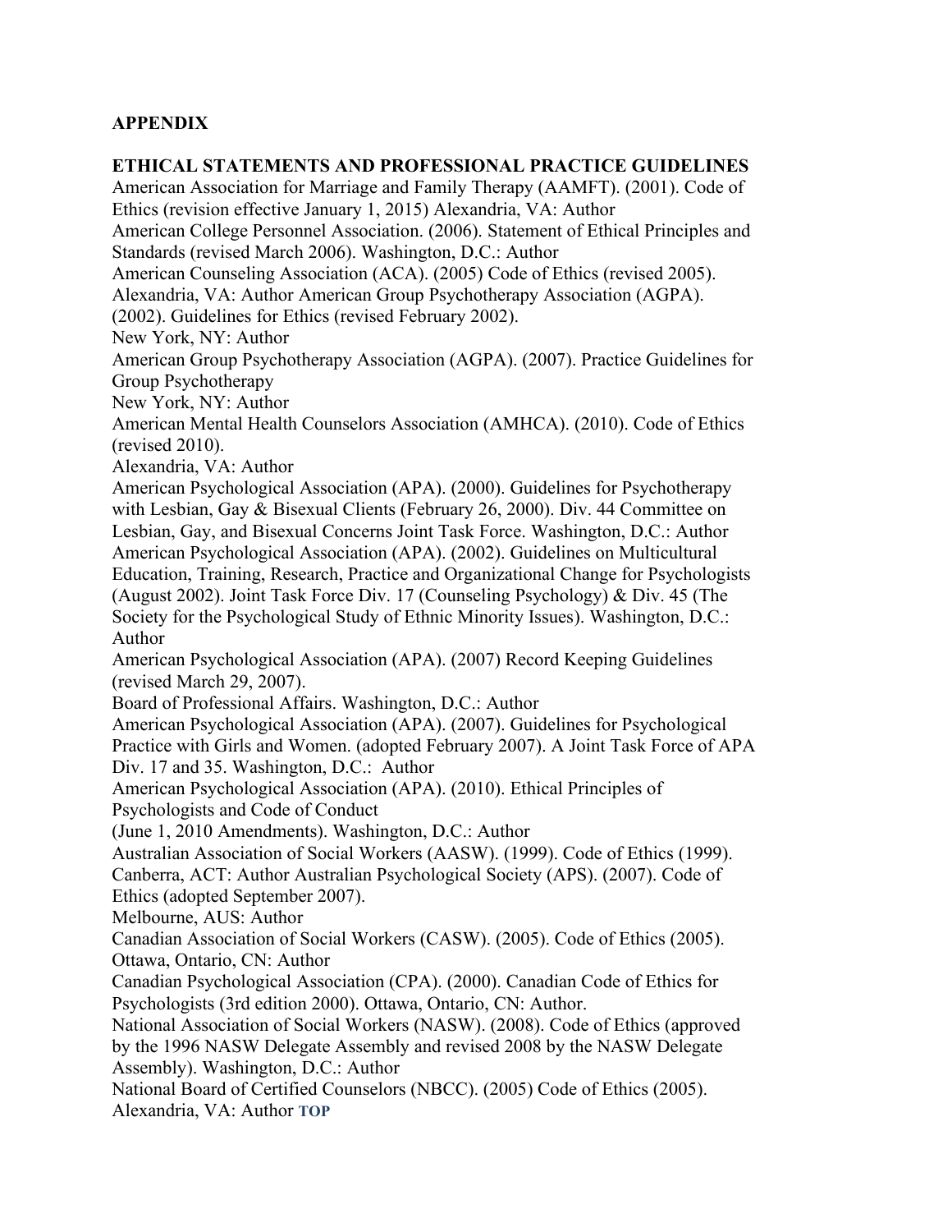**APPENDIX**

**ETHICAL STATEMENTS AND PROFESSIONAL PRACTICE GUIDELINES**

American Association for Marriage and Family Therapy (AAMFT). (2001). Code of Ethics (revision effective January 1, 2015) Alexandria, VA: Author

American College Personnel Association. (2006). Statement of Ethical Principles and Standards (revised March 2006). Washington, D.C.: Author

American Counseling Association (ACA). (2005) Code of Ethics (revised 2005). Alexandria, VA: Author American Group Psychotherapy Association (AGPA). (2002). Guidelines for Ethics (revised February 2002). New York, NY: Author

American Group Psychotherapy Association (AGPA). (2007). Practice Guidelines for Group Psychotherapy New York, NY: Author

American Mental Health Counselors Association (AMHCA). (2010). Code of Ethics (revised 2010). Alexandria, VA: Author

American Psychological Association (APA). (2000). Guidelines for Psychotherapy with Lesbian, Gay & Bisexual Clients (February 26, 2000). Div. 44 Committee on Lesbian, Gay, and Bisexual Concerns Joint Task Force. Washington, D.C.: Author

American Psychological Association (APA). (2002). Guidelines on Multicultural Education, Training, Research, Practice and Organizational Change for Psychologists (August 2002). Joint Task Force Div. 17 (Counseling Psychology) & Div. 45 (The Society for the Psychological Study of Ethnic Minority Issues). Washington, D.C.: Author

American Psychological Association (APA). (2007) Record Keeping Guidelines (revised March 29, 2007). Board of Professional Affairs. Washington, D.C.: Author

American Psychological Association (APA). (2007). Guidelines for Psychological Practice with Girls and Women. (adopted February 2007). A Joint Task Force of APA Div. 17 and 35. Washington, D.C.: Author

American Psychological Association (APA). (2010). Ethical Principles of Psychologists and Code of Conduct (June 1, 2010 Amendments). Washington, D.C.: Author

Australian Association of Social Workers (AASW). (1999). Code of Ethics (1999). Canberra, ACT: Author Australian Psychological Society (APS). (2007). Code of Ethics (adopted September 2007). Melbourne, AUS: Author

Canadian Association of Social Workers (CASW). (2005). Code of Ethics (2005). Ottawa, Ontario, CN: Author

Canadian Psychological Association (CPA). (2000). Canadian Code of Ethics for Psychologists (3rd edition 2000). Ottawa, Ontario, CN: Author.

National Association of Social Workers (NASW). (2008). Code of Ethics (approved by the 1996 NASW Delegate Assembly and revised 2008 by the NASW Delegate Assembly). Washington, D.C.: Author

National Board of Certified Counselors (NBCC). (2005) Code of Ethics (2005). Alexandria, VA: Author **TOP**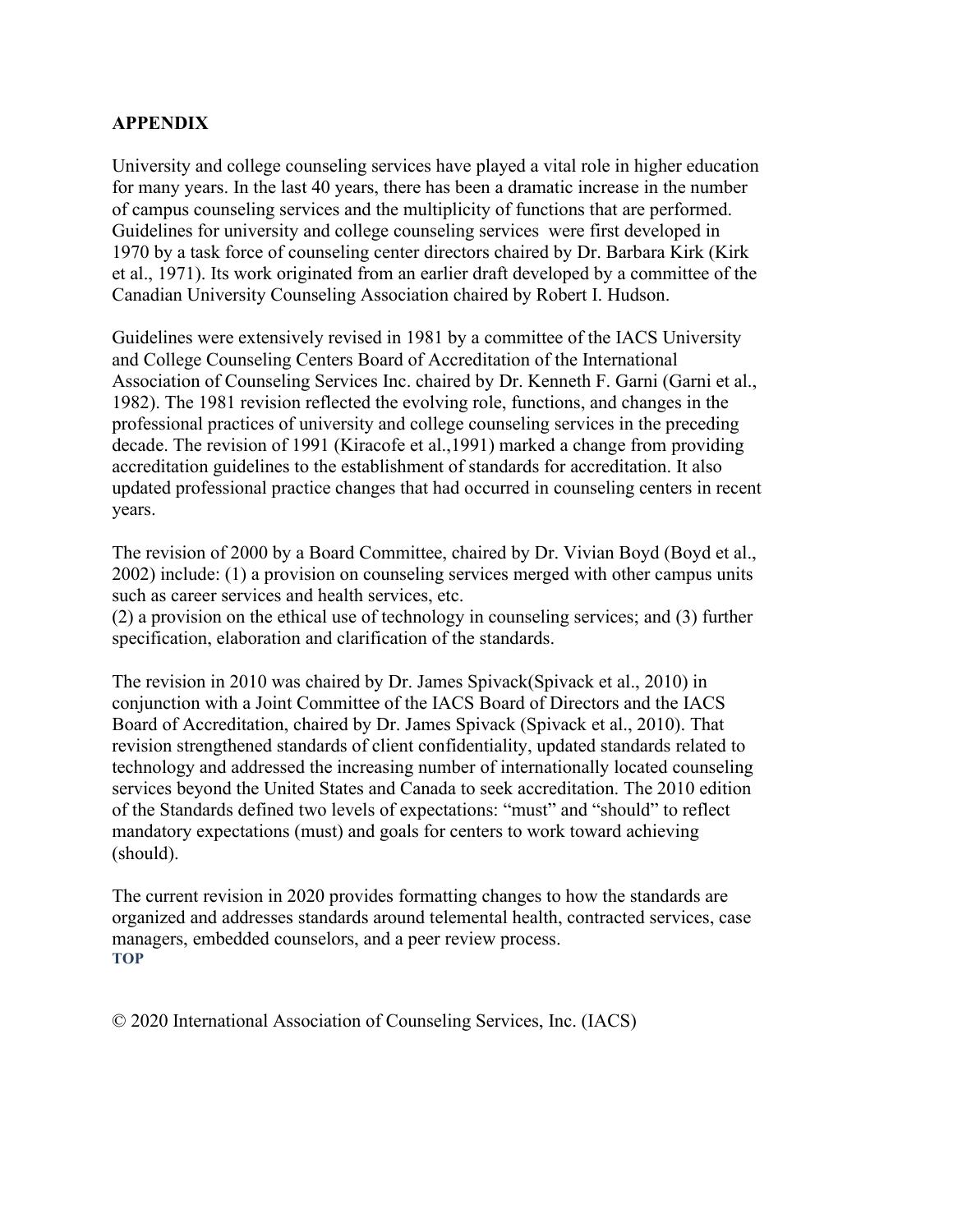**APPENDIX**

University and college counseling services have played a vital role in higher education for many years. In the last 40 years, there has been a dramatic increase in the number of campus counseling services and the multiplicity of functions that are performed. Guidelines for university and college counseling services were first developed in 1970 by a task force of counseling center directors chaired by Dr. Barbara Kirk (Kirk et al., 1971). Its work originated from an earlier draft developed by a committee of the Canadian University Counseling Association chaired by Robert I. Hudson.

Guidelines were extensively revised in 1981 by a committee of the IACS University and College Counseling Centers Board of Accreditation of the International Association of Counseling Services Inc. chaired by Dr. Kenneth F. Garni (Garni et al., 1982). The 1981 revision reflected the evolving role, functions, and changes in the professional practices of university and college counseling services in the preceding decade. The revision of 1991 (Kiracofe et al.,1991) marked a change from providing accreditation guidelines to the establishment of standards for accreditation. It also updated professional practice changes that had occurred in counseling centers in recent years.

The revision of 2000 by a Board Committee, chaired by Dr. Vivian Boyd (Boyd et al., 2002) include: (1) a provision on counseling services merged with other campus units such as career services and health services, etc.
(2) a provision on the ethical use of technology in counseling services; and (3) further specification, elaboration and clarification of the standards.

The revision in 2010 was chaired by Dr. James Spivack(Spivack et al., 2010) in conjunction with a Joint Committee of the IACS Board of Directors and the IACS Board of Accreditation, chaired by Dr. James Spivack (Spivack et al., 2010). That revision strengthened standards of client confidentiality, updated standards related to technology and addressed the increasing number of internationally located counseling services beyond the United States and Canada to seek accreditation. The 2010 edition of the Standards defined two levels of expectations: "must" and "should" to reflect mandatory expectations (must) and goals for centers to work toward achieving (should).

The current revision in 2020 provides formatting changes to how the standards are organized and addresses standards around telemental health, contracted services, case managers, embedded counselors, and a peer review process.
**TOP**

© 2020 International Association of Counseling Services, Inc. (IACS)